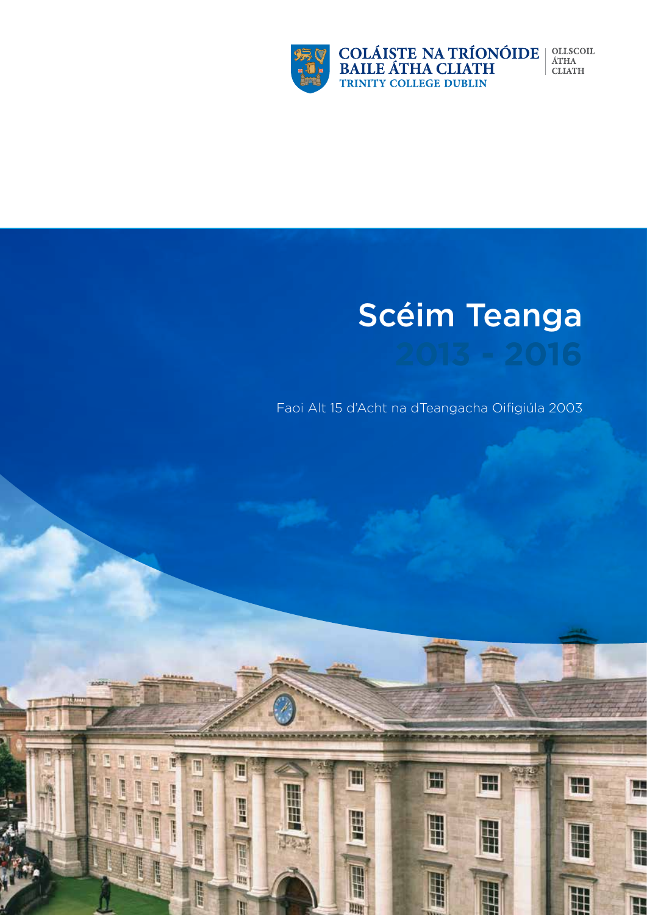COLÁISTE NA TRÍONÓIDE BAILE ÁTHA CLIATH
TRINITY COLLEGE DUBLIN
OLLSCOIL ÁTHA CLIATH

# Scéim Teanga

## 2013 - 2016

Faoi Alt 15 d'Acht na dTeangacha Oifigiúla 2003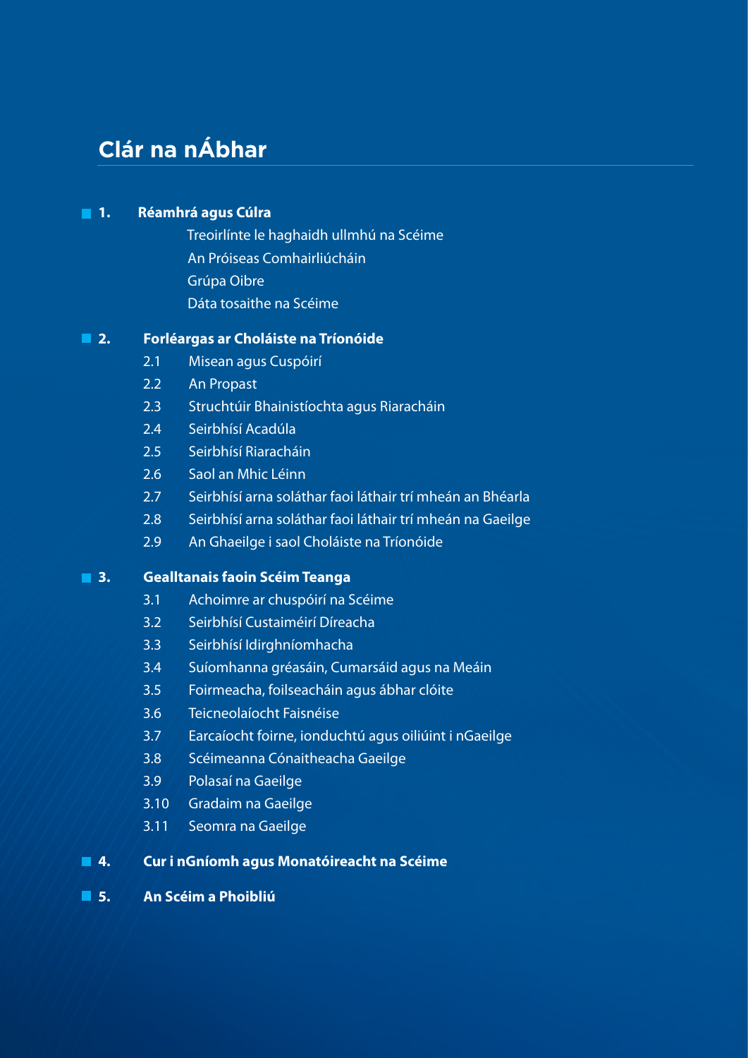# Clár na nÁbhar

**1. Réamhrá agus Cúlra**

- Treoirlínte le haghaidh ullmhú na Scéime
- An Próiseas Comhairliúcháin
- Grúpa Oibre
- Dáta tosaithe na Scéime

**2. Forléargas ar Choláiste na Tríonóide**

- 2.1 Misean agus Cuspóirí
- 2.2 An Propast
- 2.3 Struchtúir Bhainistíochta agus Riaracháin
- 2.4 Seirbhísí Acadúla
- 2.5 Seirbhísí Riaracháin
- 2.6 Saol an Mhic Léinn
- 2.7 Seirbhísí arna soláthar faoi láthair trí mheán an Bhéarla
- 2.8 Seirbhísí arna soláthar faoi láthair trí mheán na Gaeilge
- 2.9 An Ghaeilge i saol Choláiste na Tríonóide

**3. Gealltanais faoin Scéim Teanga**

- 3.1 Achoimre ar chuspóirí na Scéime
- 3.2 Seirbhísí Custaiméirí Díreacha
- 3.3 Seirbhísí Idirghníomhacha
- 3.4 Suíomhanna gréasáin, Cumarsáid agus na Meáin
- 3.5 Foirmeacha, foilseacháin agus ábhar clóite
- 3.6 Teicneolaíocht Faisnéise
- 3.7 Earcaíocht foirne, ionduchtú agus oiliúint i nGaeilge
- 3.8 Scéimeanna Cónaitheacha Gaeilge
- 3.9 Polasaí na Gaeilge
- 3.10 Gradaim na Gaeilge
- 3.11 Seomra na Gaeilge

**4. Cur i nGníomh agus Monatóireacht na Scéime**

**5. An Scéim a Phoibliú**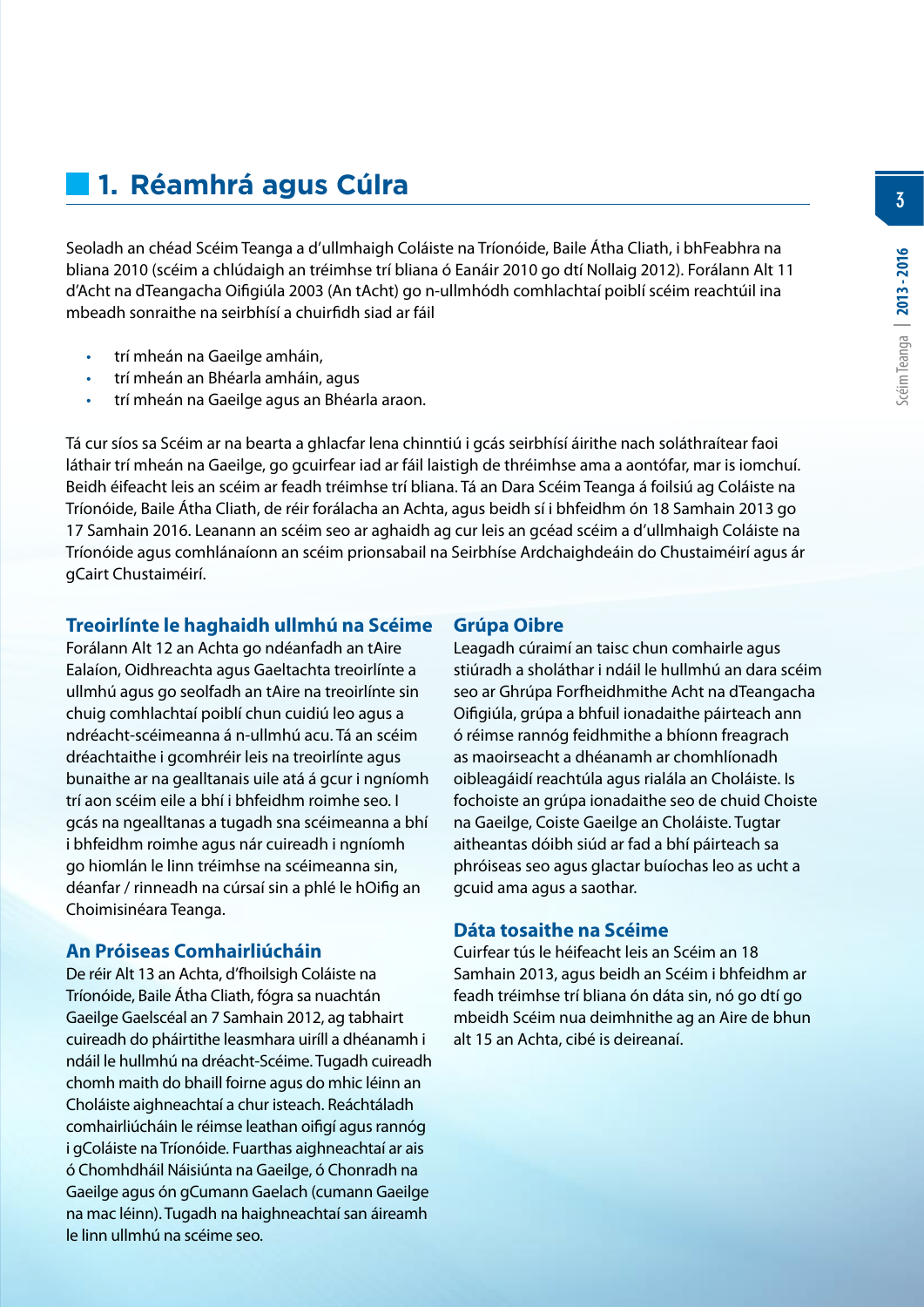## 1. Réamhrá agus Cúlra

Seoladh an chéad Scéim Teanga a d'ullmhaigh Coláiste na Tríonóide, Baile Átha Cliath, i bhFeabhra na bliana 2010 (scéim a chlúdaigh an tréimhse trí bliana ó Eanáir 2010 go dtí Nollaig 2012). Forálann Alt 11 d'Acht na dTeangacha Oifigiúla 2003 (An tAcht) go n-ullmhódh comhlachtaí poiblí scéim reachtúil ina mbeadh sonraithe na seirbhísí a chuirfidh siad ar fáil

- trí mheán na Gaeilge amháin,
- trí mheán an Bhéarla amháin, agus
- trí mheán na Gaeilge agus an Bhéarla araon.

Tá cur síos sa Scéim ar na bearta a ghlacfar lena chinntiú i gcás seirbhísí áirithe nach soláthraítear faoi láthair trí mheán na Gaeilge, go gcuirfear iad ar fáil laistigh de thréimhse ama a aontófar, mar is iomchuí. Beidh éifeacht leis an scéim ar feadh tréimhse trí bliana. Tá an Dara Scéim Teanga á foilsiú ag Coláiste na Tríonóide, Baile Átha Cliath, de réir forálacha an Achta, agus beidh sí i bhfeidhm ón 18 Samhain 2013 go 17 Samhain 2016. Leanann an scéim seo ar aghaidh ag cur leis an gcéad scéim a d'ullmhaigh Coláiste na Tríonóide agus comhlánaíonn an scéim prionsabail na Seirbhíse Ardchaighdeáin do Chustaiméirí agus ár gCairt Chustaiméirí.

### Treoirlínte le haghaidh ullmhú na Scéime

Forálann Alt 12 an Achta go ndéanfadh an tAire Ealaíon, Oidhreachta agus Gaeltachta treoirlínte a ullmhú agus go seolfadh an tAire na treoirlínte sin chuig comhlachtaí poiblí chun cuidiú leo agus a ndréacht-scéimeanna á n-ullmhú acu. Tá an scéim dréachtaithe i gcomhréir leis na treoirlínte agus bunaithe ar na gealltanais uile atá á gcur i ngníomh trí aon scéim eile a bhí i bhfeidhm roimhe seo. I gcás na ngealltanas a tugadh sna scéimeanna a bhí i bhfeidhm roimhe agus nár cuireadh i ngníomh go hiomlán le linn tréimhse na scéimeanna sin, déanfar / rinneadh na cúrsaí sin a phlé le hOifig an Choimisinéara Teanga.

### An Próiseas Comhairliúcháin

De réir Alt 13 an Achta, d'fhoilsigh Coláiste na Tríonóide, Baile Átha Cliath, fógra sa nuachtán Gaeilge Gaelscéal an 7 Samhain 2012, ag tabhairt cuireadh do pháirtithe leasmhara uiríll a dhéanamh i ndáil le hullmhú na dréacht-Scéime. Tugadh cuireadh chomh maith do bhaill foirne agus do mhic léinn an Choláiste aighneachtaí a chur isteach. Reáchtáladh comhairliúcháin le réimse leathan oifigí agus rannóg i gColáiste na Tríonóide. Fuarthas aighneachtaí ar ais ó Chomhdháil Náisiúnta na Gaeilge, ó Chonradh na Gaeilge agus ón gCumann Gaelach (cumann Gaeilge na mac léinn). Tugadh na haighneachtaí san áireamh le linn ullmhú na scéime seo.

### Grúpa Oibre

Leagadh cúraimí an taisc chun comhairle agus stiúradh a sholáthar i ndáil le hullmhú an dara scéim seo ar Ghrúpa Forfheidhmithe Acht na dTeangacha Oifigiúla, grúpa a bhfuil ionadaithe páirteach ann ó réimse rannóg feidhmithe a bhíonn freagrach as maoirseacht a dhéanamh ar chomhlíonadh oibleagáidí reachtúla agus rialála an Choláiste. Is fochoiste an grúpa ionadaithe seo de chuid Choiste na Gaeilge, Coiste Gaeilge an Choláiste. Tugtar aitheantas dóibh siúd ar fad a bhí páirteach sa phróiseas seo agus glactar buíochas leo as ucht a gcuid ama agus a saothar.

### Dáta tosaithe na Scéime

Cuirfear tús le héifeacht leis an Scéim an 18 Samhain 2013, agus beidh an Scéim i bhfeidhm ar feadh tréimhse trí bliana ón dáta sin, nó go dtí go mbeidh Scéim nua deimhnithe ag an Aire de bhun alt 15 an Achta, cibé is deireanaí.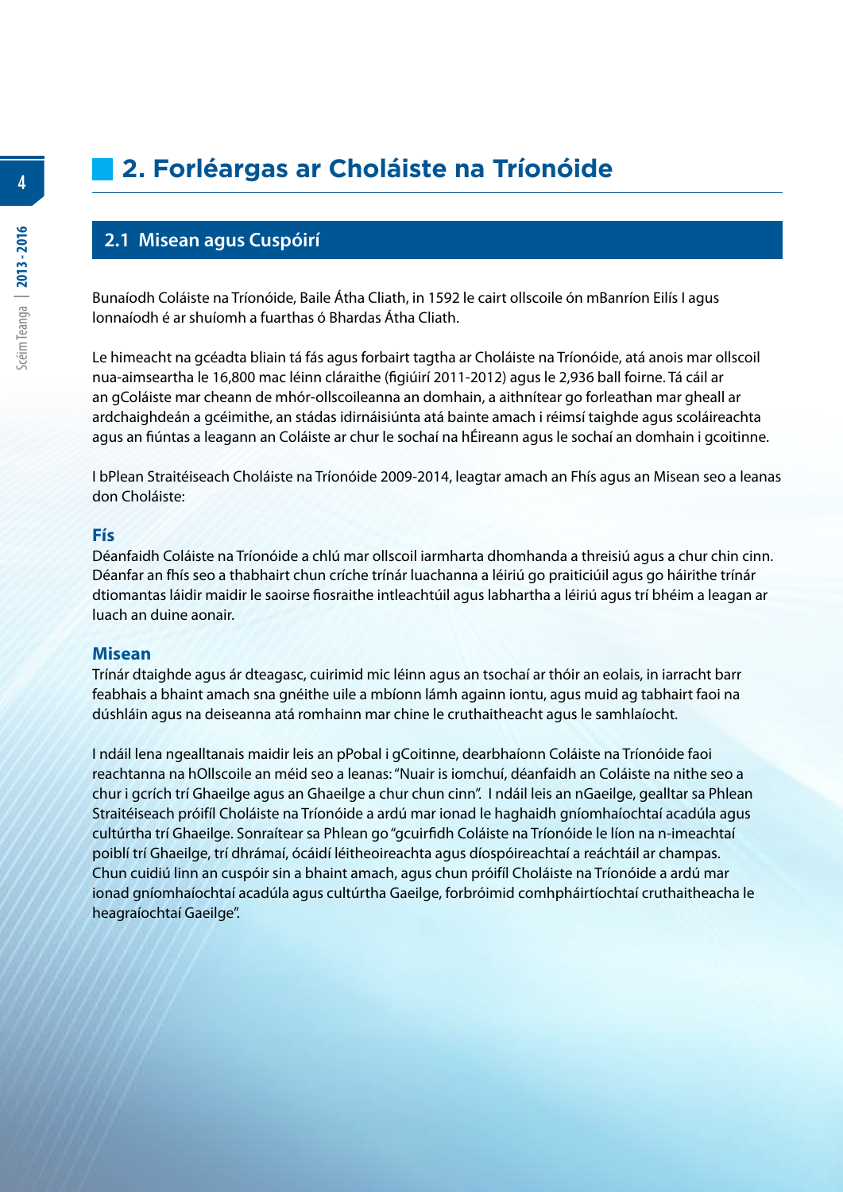# 2. Forléargas ar Choláiste na Tríonóide

## 2.1 Misean agus Cuspóirí

Bunaíodh Coláiste na Tríonóide, Baile Átha Cliath, in 1592 le cairt ollscoile ón mBanríon Eilís I agus lonnaíodh é ar shuíomh a fuarthas ó Bhardas Átha Cliath.

Le himeacht na gcéadta bliain tá fás agus forbairt tagtha ar Choláiste na Tríonóide, atá anois mar ollscoil nua-aimseartha le 16,800 mac léinn cláraithe (figiúirí 2011-2012) agus le 2,936 ball foirne. Tá cáil ar an gColáiste mar cheann de mhór-ollscoileanna an domhain, a aithnítear go forleathan mar gheall ar ardchaighdeán a gcéimithe, an stádas idirnáisiúnta atá bainte amach i réimsí taighde agus scoláireachta agus an fiúntas a leagann an Coláiste ar chur le sochaí na hÉireann agus le sochaí an domhain i gcoitinne.

I bPlean Straitéiseach Choláiste na Tríonóide 2009-2014, leagtar amach an Fhís agus an Misean seo a leanas don Choláiste:

### Fís

Déanfaidh Coláiste na Tríonóide a chlú mar ollscoil iarmharta dhomhanda a threisiú agus a chur chin cinn. Déanfar an fhís seo a thabhairt chun críche trínár luachanna a léiriú go praiticiúil agus go háirithe trínár dtiomantas láidir maidir le saoirse fiosraithe intleachtúil agus labhartha a léiriú agus trí bhéim a leagan ar luach an duine aonair.

### Misean

Trínár dtaighde agus ár dteagasc, cuirimid mic léinn agus an tsochaí ar thóir an eolais, in iarracht barr feabhais a bhaint amach sna gnéithe uile a mbíonn lámh againn iontu, agus muid ag tabhairt faoi na dúshláin agus na deiseanna atá romhainn mar chine le cruthaitheacht agus le samhlaíocht.

I ndáil lena ngealltanais maidir leis an pPobal i gCoitinne, dearbhaíonn Coláiste na Tríonóide faoi reachtanna na hOllscoile an méid seo a leanas: "Nuair is iomchuí, déanfaidh an Coláiste na nithe seo a chur i gcrích trí Ghaeilge agus an Ghaeilge a chur chun cinn". I ndáil leis an nGaeilge, gealltar sa Phlean Straitéiseach próifíl Choláiste na Tríonóide a ardú mar ionad le haghaidh gníomhaíochtaí acadúla agus cultúrtha trí Ghaeilge. Sonraítear sa Phlean go "gcuirfidh Coláiste na Tríonóide le líon na n-imeachtaí poiblí trí Ghaeilge, trí dhrámaí, ócáidí léitheoireachta agus díospóireachtaí a reáchtáil ar champas. Chun cuidiú linn an cuspóir sin a bhaint amach, agus chun próifíl Choláiste na Tríonóide a ardú mar ionad gníomhaíochtaí acadúla agus cultúrtha Gaeilge, forbróimid comhpháirtíochtaí cruthaitheacha le heagraíochtaí Gaeilge".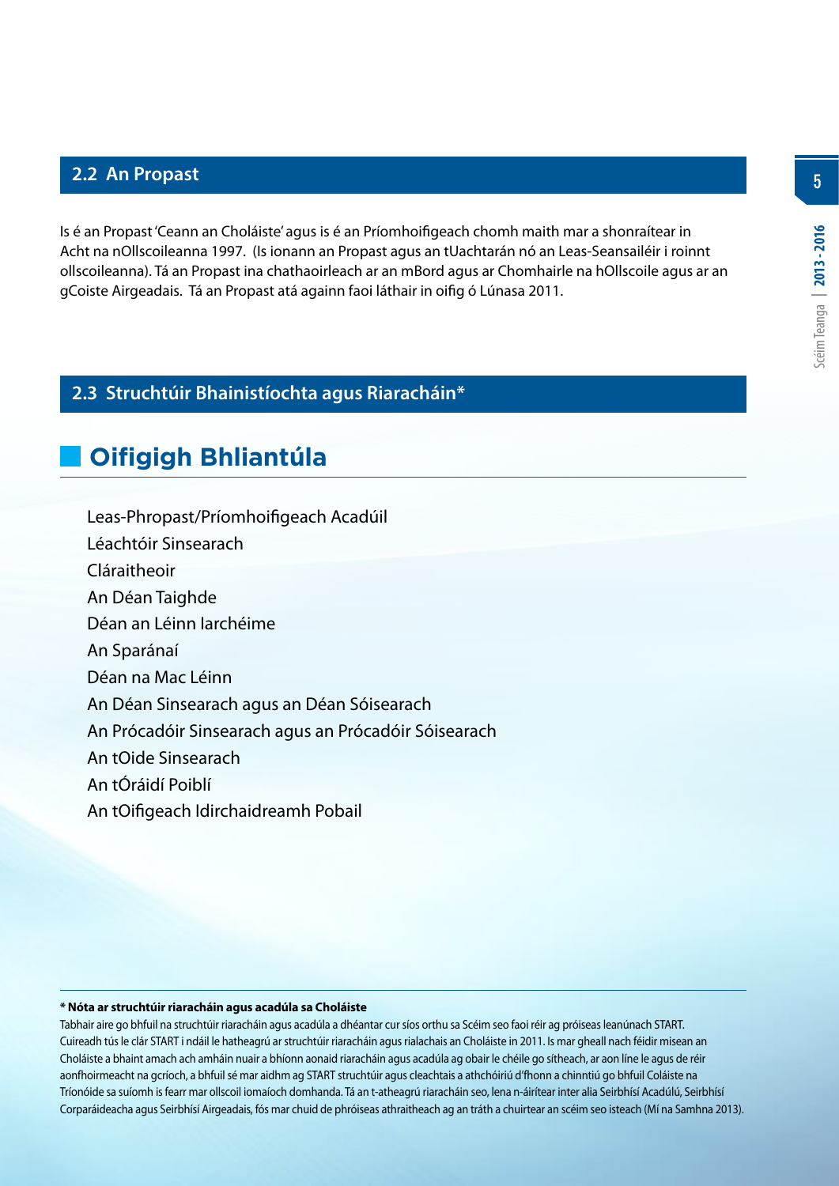## 2.2 An Propast

Is é an Propast 'Ceann an Choláiste' agus is é an Príomhoifigeach chomh maith mar a shonraítear in Acht na nOllscoileanna 1997. (Is ionann an Propast agus an tUachtarán nó an Leas-Seansailéir i roinnt ollscoileanna). Tá an Propast ina chathaoirleach ar an mBord agus ar Chomhairle na hOllscoile agus ar an gCoiste Airgeadais. Tá an Propast atá againn faoi láthair in oifig ó Lúnasa 2011.

## 2.3 Struchtúir Bhainistíochta agus Riaracháin*

### Oifigigh Bhliantúla

- Leas-Phropast/Príomhoifigeach Acadúil
- Léachtóir Sinsearach
- Cláraitheoir
- An Déan Taighde
- Déan an Léinn Iarchéime
- An Sparánaí
- Déan na Mac Léinn
- An Déan Sinsearach agus an Déan Sóisearach
- An Prócadóir Sinsearach agus an Prócadóir Sóisearach
- An tOide Sinsearach
- An tÓráidí Poiblí
- An tOifigeach Idirchaidreamh Pobail

**\* Nóta ar struchtúir riaracháin agus acadúla sa Choláiste**

Tabhair aire go bhfuil na struchtúir riaracháin agus acadúla a dhéantar cur síos orthu sa Scéim seo faoi réir ag próiseas leanúnach START. Cuireadh tús le clár START i ndáil le hatheagrú ar struchtúir riaracháin agus rialachais an Choláiste in 2011. Is mar gheall nach féidir misean an Choláiste a bhaint amach ach amháin nuair a bhíonn aonaid riaracháin agus acadúla ag obair le chéile go sítheach, ar aon líne le agus de réir aonfhoirmeacht na gcríoch, a bhfuil sé mar aidhm ag START struchtúir agus cleachtais a athchóiriú d'fhonn a chinntiú go bhfuil Coláiste na Tríonóide sa suíomh is fearr mar ollscoil iomaíoch domhanda. Tá an t-atheagrú riaracháin seo, lena n-áirítear inter alia Seirbhísí Acadúlú, Seirbhísí Corparáideacha agus Seirbhísí Airgeadais, fós mar chuid de phróiseas athraitheach ag an tráth a chuirtear an scéim seo isteach (Mí na Samhna 2013).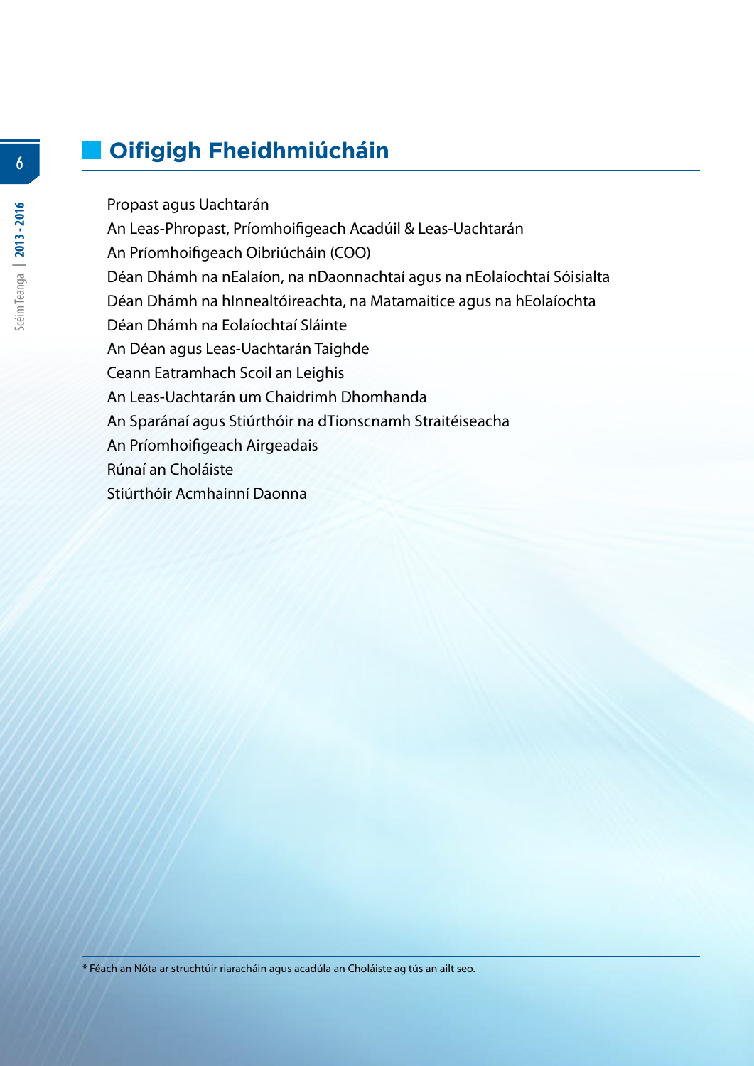## Oifigigh Fheidhmiúcháin

Propast agus Uachtarán
An Leas-Phropast, Príomhoifigeach Acadúil & Leas-Uachtarán
An Príomhoifigeach Oibriúcháin (COO)
Déan Dhámh na nEalaíon, na nDaonnachtaí agus na nEolaíochtaí Sóisialta
Déan Dhámh na hInnealtóireachta, na Matamaitice agus na hEolaíochta
Déan Dhámh na Eolaíochtaí Sláinte
An Déan agus Leas-Uachtarán Taighde
Ceann Eatramhach Scoil an Leighis
An Leas-Uachtarán um Chaidrimh Dhomhanda
An Sparánaí agus Stiúrthóir na dTionscnamh Straitéiseacha
An Príomhoifigeach Airgeadais
Rúnaí an Choláiste
Stiúrthóir Acmhainní Daonna

* Féach an Nóta ar struchtúir riaracháin agus acadúla an Choláiste ag tús an ailt seo.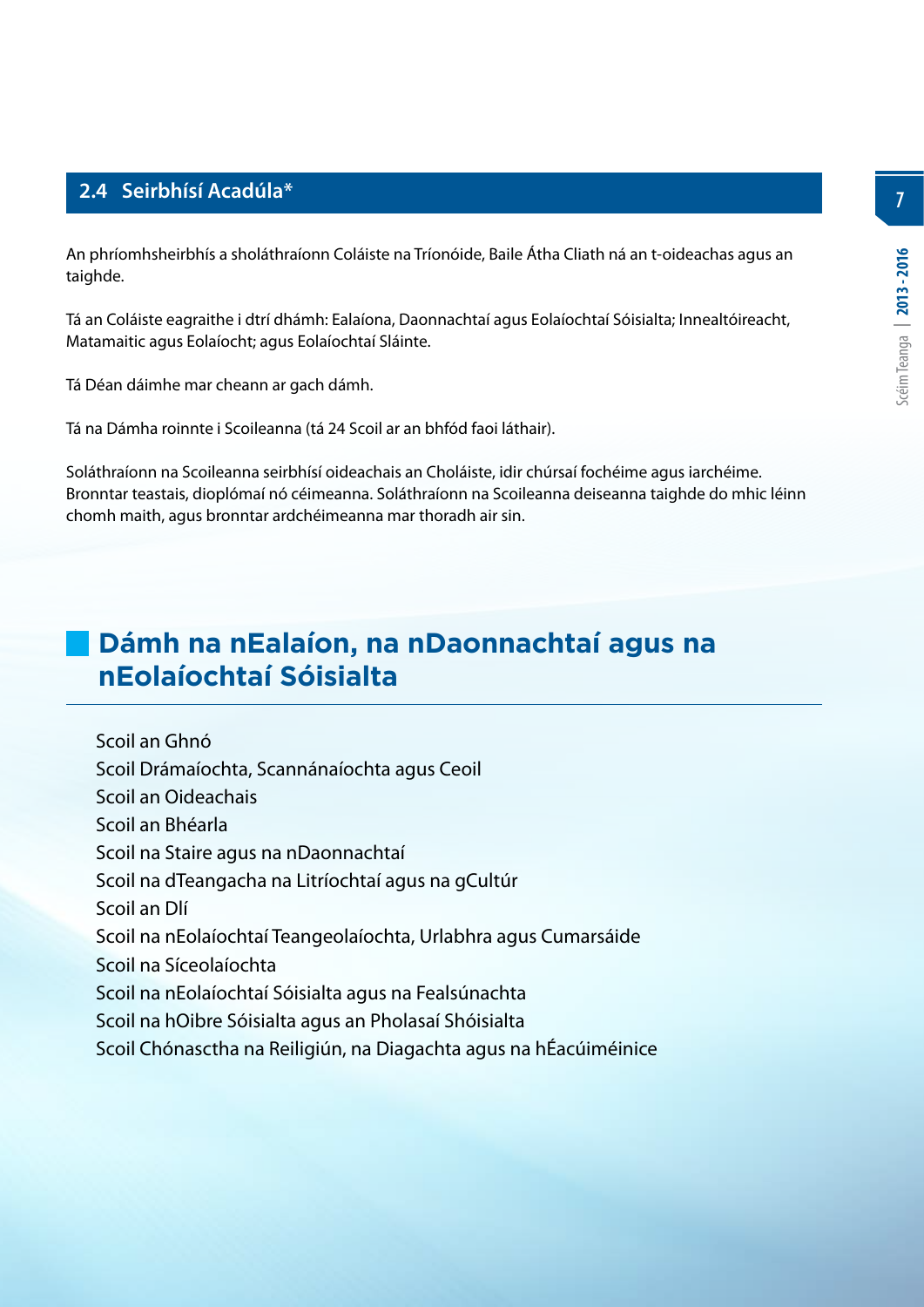## 2.4 Seirbhísí Acadúla*

An phríomhsheirbhís a sholáthraíonn Coláiste na Tríonóide, Baile Átha Cliath ná an t-oideachas agus an taighde.

Tá an Coláiste eagraithe i dtrí dhámh: Ealaíona, Daonnachtaí agus Eolaíochtaí Sóisialta; Innealtóireacht, Matamaitic agus Eolaíocht; agus Eolaíochtaí Sláinte.

Tá Déan dáimhe mar cheann ar gach dámh.

Tá na Dámha roinnte i Scoileanna (tá 24 Scoil ar an bhfód faoi láthair).

Soláthraíonn na Scoileanna seirbhísí oideachais an Choláiste, idir chúrsaí fochéime agus iarchéime. Bronntar teastais, dioplómaí nó céimeanna. Soláthraíonn na Scoileanna deiseanna taighde do mhic léinn chomh maith, agus bronntar ardchéimeanna mar thoradh air sin.

## Dámh na nEalaíon, na nDaonnachtaí agus na nEolaíochtaí Sóisialta

- Scoil an Ghnó
- Scoil Drámaíochta, Scannánaíochta agus Ceoil
- Scoil an Oideachais
- Scoil an Bhéarla
- Scoil na Staire agus na nDaonnachtaí
- Scoil na dTeangacha na Litríochtaí agus na gCultúr
- Scoil an Dlí
- Scoil na nEolaíochtaí Teangeolaíochta, Urlabhra agus Cumarsáide
- Scoil na Síceolaíochta
- Scoil na nEolaíochtaí Sóisialta agus na Fealsúnachta
- Scoil na hOibre Sóisialta agus an Pholasaí Shóisialta
- Scoil Chónasctha na Reiligiún, na Diagachta agus na hÉacúiméinice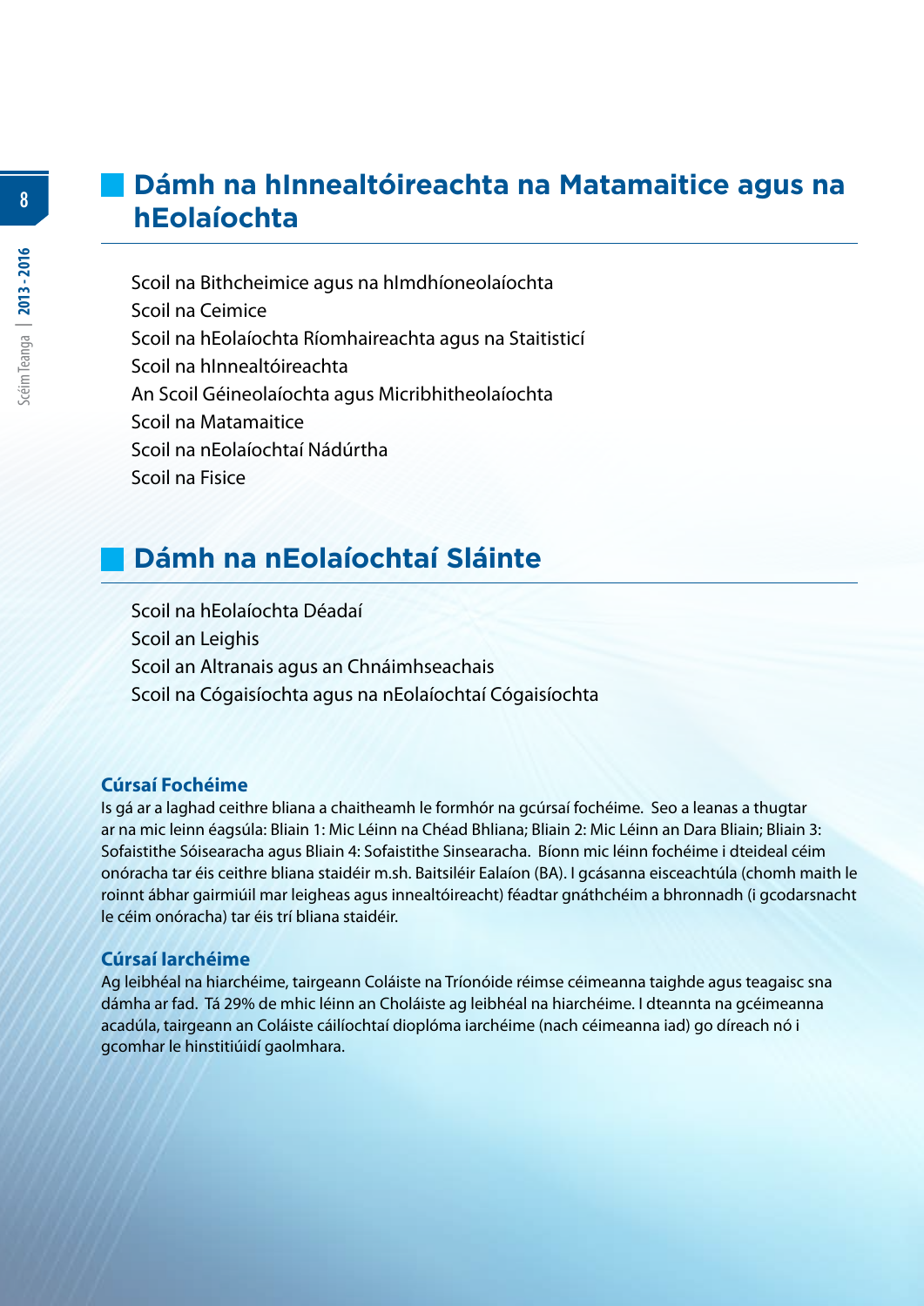## Dámh na hInnealtóireachta na Matamaitice agus na hEolaíochta

- Scoil na Bithcheimice agus na hImdhíoneolaíochta
- Scoil na Ceimice
- Scoil na hEolaíochta Ríomhaireachta agus na Staitisticí
- Scoil na hInnealtóireachta
- An Scoil Géineolaíochta agus Micribhitheolaíochta
- Scoil na Matamaitice
- Scoil na nEolaíochtaí Nádúrtha
- Scoil na Fisice

## Dámh na nEolaíochtaí Sláinte

- Scoil na hEolaíochta Déadaí
- Scoil an Leighis
- Scoil an Altranais agus an Chnáimhseachais
- Scoil na Cógaisíochta agus na nEolaíochtaí Cógaisíochta

### Cúrsaí Fochéime

Is gá ar a laghad ceithre bliana a chaitheamh le formhór na gcúrsaí fochéime. Seo a leanas a thugtar ar na mic leinn éagsúla: Bliain 1: Mic Léinn na Chéad Bhliana; Bliain 2: Mic Léinn an Dara Bliain; Bliain 3: Sofaistithe Sóisearacha agus Bliain 4: Sofaistithe Sinsearacha. Bíonn mic léinn fochéime i dteideal céim onóracha tar éis ceithre bliana staidéir m.sh. Baitsiléir Ealaíon (BA). I gcásanna eisceachtúla (chomh maith le roinnt ábhar gairmiúil mar leigheas agus innealtóireacht) féadtar gnáthchéim a bhronnadh (i gcodarsnacht le céim onóracha) tar éis trí bliana staidéir.

### Cúrsaí Iarchéime

Ag leibhéal na hiarchéime, tairgeann Coláiste na Tríonóide réimse céimeanna taighde agus teagaisc sna dámha ar fad. Tá 29% de mhic léinn an Choláiste ag leibhéal na hiarchéime. I dteannta na gcéimeanna acadúla, tairgeann an Coláiste cáilíochtaí dioplóma iarchéime (nach céimeanna iad) go díreach nó i gcomhar le hinstitiúidí gaolmhara.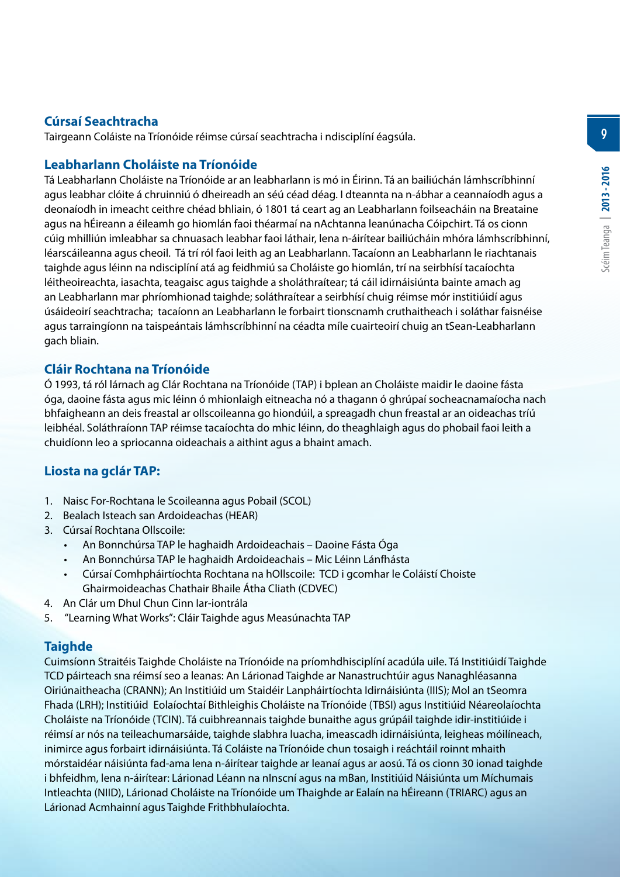## Cúrsaí Seachtracha

Tairgeann Coláiste na Tríonóide réimse cúrsaí seachtracha i ndisciplíní éagsúla.

## Leabharlann Choláiste na Tríonóide

Tá Leabharlann Choláiste na Tríonóide ar an leabharlann is mó in Éirinn. Tá an bailiúchán lámhscríbhinní agus leabhar clóite á chruinniú ó dheireadh an séú céad déag. I dteannta na n-ábhar a ceannaíodh agus a deonaíodh in imeacht ceithre chéad bhliain, ó 1801 tá ceart ag an Leabharlann foilseacháin na Breataine agus na hÉireann a éileamh go hiomlán faoi théarmaí na nAchtanna leanúnacha Cóipchirt. Tá os cionn cúig mhilliún imleabhar sa chnuasach leabhar faoi láthair, lena n-áirítear bailiúcháin mhóra lámhscríbhinní, léarscáileanna agus cheoil. Tá trí ról faoi leith ag an Leabharlann. Tacaíonn an Leabharlann le riachtanais taighde agus léinn na ndisciplíní atá ag feidhmiú sa Choláiste go hiomlán, trí na seirbhísí tacaíochta léitheoireachta, iasachta, teagaisc agus taighde a sholáthraítear; tá cáil idirnáisiúnta bainte amach ag an Leabharlann mar phríomhionad taighde; soláthraítear a seirbhísí chuig réimse mór institiúidí agus úsáideoirí seachtracha; tacaíonn an Leabharlann le forbairt tionscnamh cruthaitheach i soláthar faisnéise agus tarraingíonn na taispeántais lámhscríbhinní na céadta míle cuairteoirí chuig an tSean-Leabharlann gach bliain.

## Cláir Rochtana na Tríonóide

Ó 1993, tá ról lárnach ag Clár Rochtana na Tríonóide (TAP) i bplean an Choláiste maidir le daoine fásta óga, daoine fásta agus mic léinn ó mhionlaigh eitneacha nó a thagann ó ghrúpaí socheacnamaíocha nach bhfaigheann an deis freastal ar ollscoileanna go hiondúil, a spreagadh chun freastal ar an oideachas tríú leibhéal. Soláthraíonn TAP réimse tacaíochta do mhic léinn, do theaghlaigh agus do phobail faoi leith a chuidíonn leo a spriocanna oideachais a aithint agus a bhaint amach.

## Liosta na gclár TAP:

1. Naisc For-Rochtana le Scoileanna agus Pobail (SCOL)
2. Bealach Isteach san Ardoideachas (HEAR)
3. Cúrsaí Rochtana Ollscoile:
   - An Bonnchúrsa TAP le haghaidh Ardoideachais – Daoine Fásta Óga
   - An Bonnchúrsa TAP le haghaidh Ardoideachais – Mic Léinn Lánfhásta
   - Cúrsaí Comhpháirtíochta Rochtana na hOllscoile: TCD i gcomhar le Coláistí Choiste Ghairmoideachas Chathair Bhaile Átha Cliath (CDVEC)
4. An Clár um Dhul Chun Cinn Iar-iontrála
5. "Learning What Works": Cláir Taighde agus Measúnachta TAP

## Taighde

Cuimsíonn Straitéis Taighde Choláiste na Tríonóide na príomhdhisciplíní acadúla uile. Tá Institiúidí Taighde TCD páirteach sna réimsí seo a leanas: An Lárionad Taighde ar Nanastruchtúir agus Nanaghléasanna Oiriúnaitheacha (CRANN); An Institiúid um Staidéir Lanpháirtíochta Idirnáisiúnta (IIIS); Mol an tSeomra Fhada (LRH); Institiúid Eolaíochtaí Bithleighis Choláiste na Tríonóide (TBSI) agus Institiúid Néareolaíochta Choláiste na Tríonóide (TCIN). Tá cuibhreannais taighde bunaithe agus grúpáil taighde idir-institiúide i réimsí ar nós na teileachumarsáide, taighde slabhra luacha, imeascadh idirnáisiúnta, leigheas móilíneach, inimirce agus forbairt idirnáisiúnta. Tá Coláiste na Tríonóide chun tosaigh i reáchtáil roinnt mhaith mórstaidéar náisiúnta fad-ama lena n-áirítear taighde ar leanaí agus ar aosú. Tá os cionn 30 ionad taighde i bhfeidhm, lena n-áirítear: Lárionad Léann na nInscní agus na mBan, Institiúid Náisiúnta um Míchumais Intleachta (NIID), Lárionad Choláiste na Tríonóide um Thaighde ar Ealaín na hÉireann (TRIARC) agus an Lárionad Acmhainní agus Taighde Frithbhulaíochta.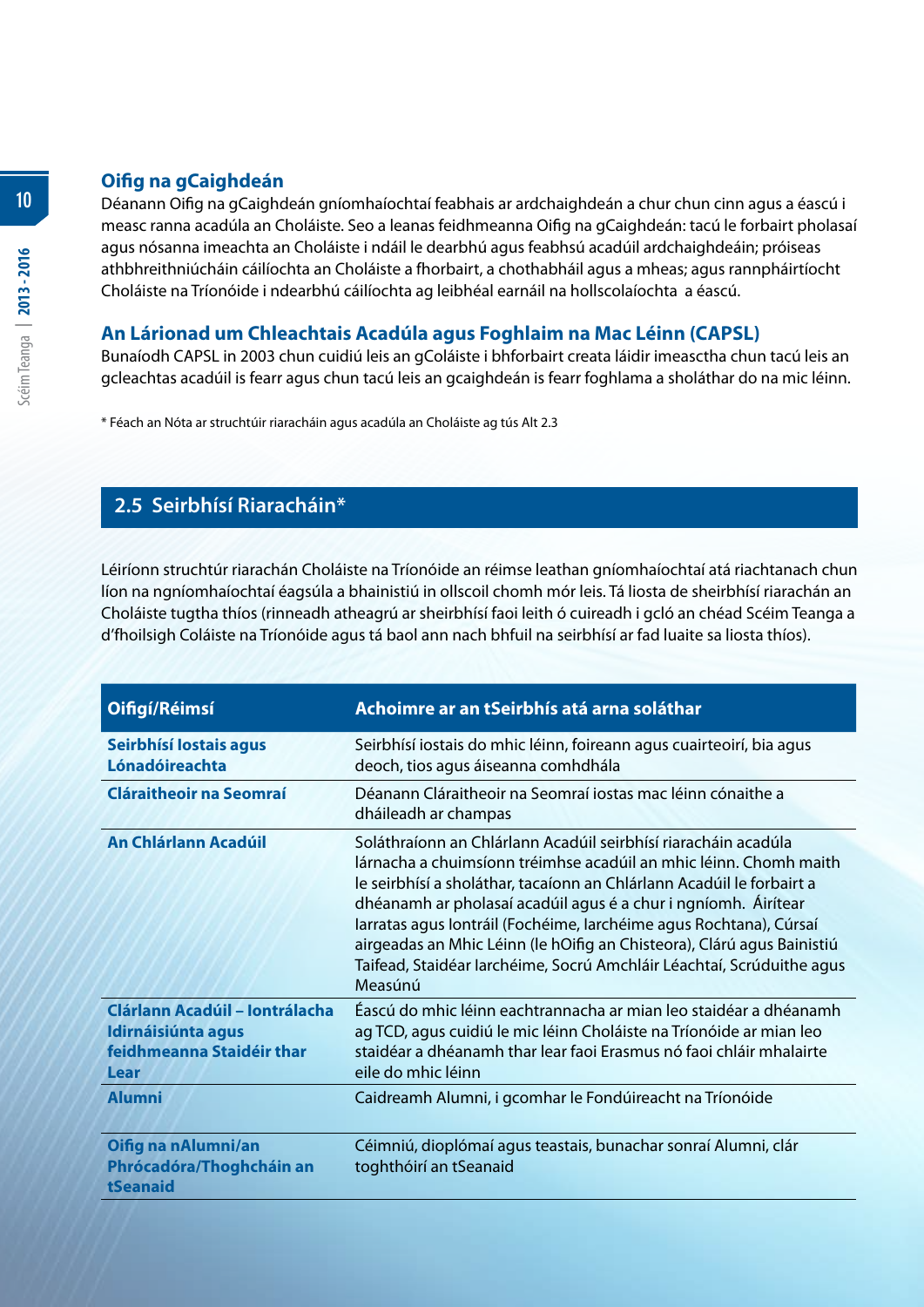### Oifig na gCaighdeán

Déanann Oifig na gCaighdeán gníomhaíochtaí feabhais ar ardchaighdeán a chur chun cinn agus a éascú i measc ranna acadúla an Choláiste. Seo a leanas feidhmeanna Oifig na gCaighdeán: tacú le forbairt pholasaí agus nósanna imeachta an Choláiste i ndáil le dearbhú agus feabhsú acadúil ardchaighdeáin; próiseas athbhreithniúcháin cáilíochta an Choláiste a fhorbairt, a chothabháil agus a mheas; agus rannpháirtíocht Choláiste na Tríonóide i ndearbhú cáilíochta ag leibhéal earnáil na hollscolaíochta a éascú.

### An Lárionad um Chleachtais Acadúla agus Foghlaim na Mac Léinn (CAPSL)

Bunaíodh CAPSL in 2003 chun cuidiú leis an gColáiste i bhforbairt creata láidir imeasctha chun tacú leis an gcleachtas acadúil is fearr agus chun tacú leis an gcaighdeán is fearr foghlama a sholáthar do na mic léinn.

* Féach an Nóta ar struchtúir riaracháin agus acadúla an Choláiste ag tús Alt 2.3

## 2.5 Seirbhísí Riaracháin*

Léiríonn struchtúr riarachán Choláiste na Tríonóide an réimse leathan gníomhaíochtaí atá riachtanach chun líon na ngníomhaíochtaí éagsúla a bhainistiú in ollscoil chomh mór leis. Tá liosta de sheirbhísí riarachán an Choláiste tugtha thíos (rinneadh atheagrú ar sheirbhísí faoi leith ó cuireadh i gcló an chéad Scéim Teanga a d'fhoilsigh Coláiste na Tríonóide agus tá baol ann nach bhfuil na seirbhísí ar fad luaite sa liosta thíos).

| Oifigí/Réimsí | Achoimre ar an tSeirbhís atá arna soláthar |
|---|---|
| **Seirbhísí Iostais agus Lónadóireachta** | Seirbhísí iostais do mhic léinn, foireann agus cuairteoirí, bia agus deoch, tios agus áiseanna comhdhála |
| **Cláraitheoir na Seomraí** | Déanann Cláraitheoir na Seomraí iostas mac léinn cónaithe a dháileadh ar champas |
| **An Chlárlann Acadúil** | Soláthraíonn an Chlárlann Acadúil seirbhísí riaracháin acadúla lárnacha a chuimsíonn tréimhse acadúil an mhic léinn. Chomh maith le seirbhísí a sholáthar, tacaíonn an Chlárlann Acadúil le forbairt a dhéanamh ar pholasaí acadúil agus é a chur i ngníomh. Áirítear Iarratas agus Iontráil (Fochéime, Iarchéime agus Rochtana), Cúrsaí airgeadas an Mhic Léinn (le hOifig an Chisteora), Clárú agus Bainistiú Taifead, Staidéar Iarchéime, Socrú Amchláir Léachtaí, Scrúduithe agus Measúnú |
| **Clárlann Acadúil – Iontrálacha Idirnáisiúnta agus feidhmeanna Staidéir thar Lear** | Éascú do mhic léinn eachtrannacha ar mian leo staidéar a dhéanamh ag TCD, agus cuidiú le mic léinn Choláiste na Tríonóide ar mian leo staidéar a dhéanamh thar lear faoi Erasmus nó faoi chláir mhalairte eile do mhic léinn |
| **Alumni** | Caidreamh Alumni, i gcomhar le Fondúireacht na Tríonóide |
| **Oifig na nAlumni/an Phrócadóra/Thoghcháin an tSeanaid** | Céimniú, dioplómaí agus teastais, bunachar sonraí Alumni, clár toghthóirí an tSeanaid |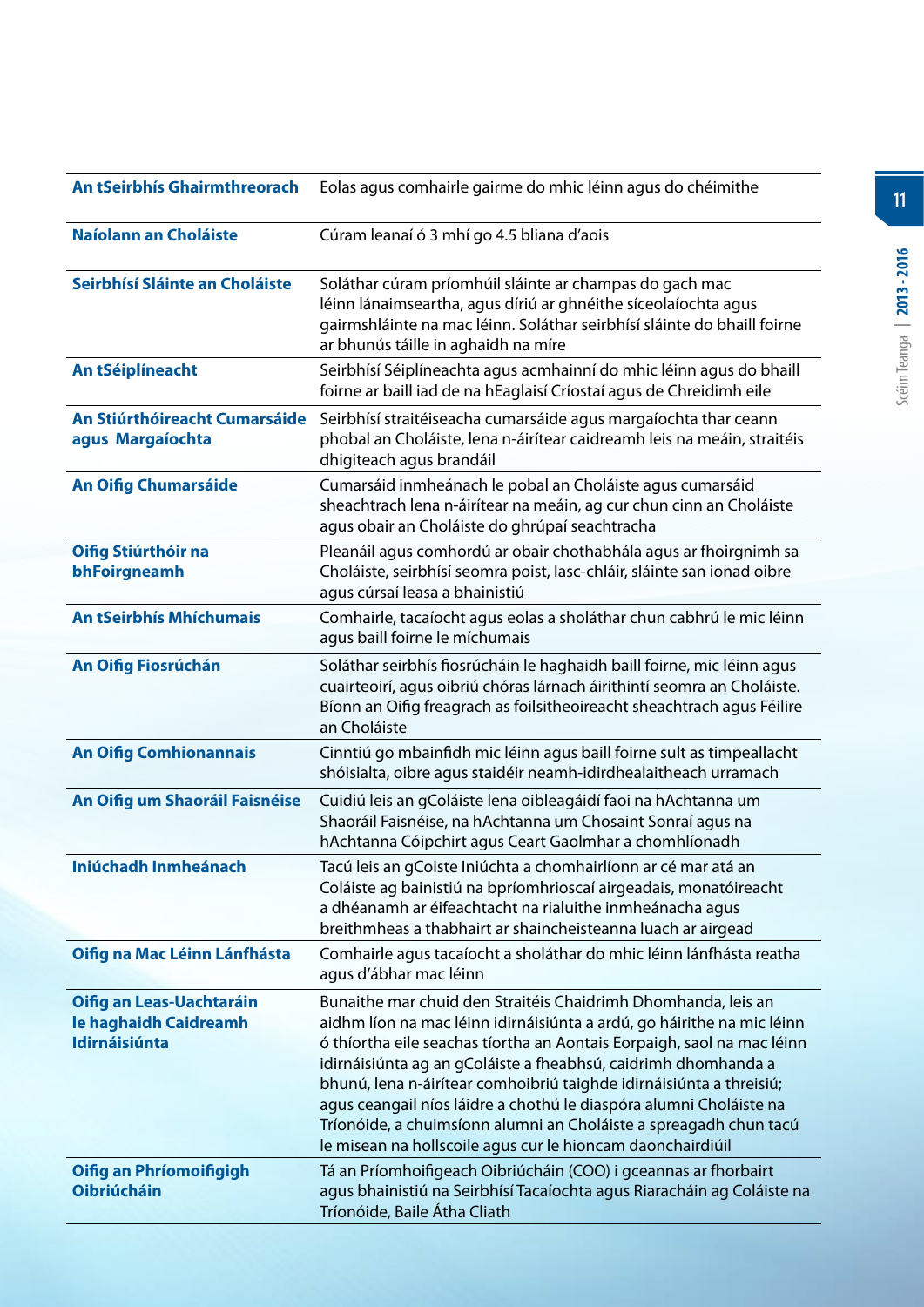| | |
|---|---|
| **An tSeirbhís Ghairmthreorach** | Eolas agus comhairle gairme do mhic léinn agus do chéimithe |
| **Naíolann an Choláiste** | Cúram leanaí ó 3 mhí go 4.5 bliana d'aois |
| **Seirbhísí Sláinte an Choláiste** | Soláthar cúram príomhúil sláinte ar champas do gach mac léinn lánaimseartha, agus díriú ar ghnéithe síceolaíochta agus gairmshláinte na mac léinn. Soláthar seirbhísí sláinte do bhaill foirne ar bhunús táille in aghaidh na míre |
| **An tSéiplíneacht** | Seirbhísí Séiplíneachta agus acmhainní do mhic léinn agus do bhaill foirne ar baill iad de na hEaglaisí Críostaí agus de Chreidimh eile |
| **An Stiúrthóireacht Cumarsáide agus Margaíochta** | Seirbhísí straitéiseacha cumarsáide agus margaíochta thar ceann phobal an Choláiste, lena n-áirítear caidreamh leis na meáin, straitéis dhigiteach agus brandáil |
| **An Oifig Chumarsáide** | Cumarsáid inmheánach le pobal an Choláiste agus cumarsáid sheachtrach lena n-áirítear na meáin, ag cur chun cinn an Choláiste agus obair an Choláiste do ghrúpaí seachtracha |
| **Oifig Stiúrthóir na bhFoirgneamh** | Pleanáil agus comhordú ar obair chothabhála agus ar fhoirgnimh sa Choláiste, seirbhísí seomra poist, lasc-chláir, sláinte san ionad oibre agus cúrsaí leasa a bhainistiú |
| **An tSeirbhís Mhíchumais** | Comhairle, tacaíocht agus eolas a sholáthar chun cabhrú le mic léinn agus baill foirne le míchumais |
| **An Oifig Fiosrúchán** | Soláthar seirbhís fiosrúcháin le haghaidh baill foirne, mic léinn agus cuairteoirí, agus oibriú chóras lárnach áirithintí seomra an Choláiste. Bíonn an Oifig freagrach as foilsitheoireacht sheachtrach agus Féilire an Choláiste |
| **An Oifig Comhionannais** | Cinntiú go mbainfidh mic léinn agus baill foirne sult as timpeallacht shóisialta, oibre agus staidéir neamh-idirdhealaitheach urramach |
| **An Oifig um Shaoráil Faisnéise** | Cuidiú leis an gColáiste lena oibleagáidí faoi na hAchtanna um Shaoráil Faisnéise, na hAchtanna um Chosaint Sonraí agus na hAchtanna Cóipchirt agus Ceart Gaolmhar a chomhlíonadh |
| **Iniúchadh Inmheánach** | Tacú leis an gCoiste Iniúchta a chomhairlíonn ar cé mar atá an Coláiste ag bainistiú na bpríomhrioscaí airgeadais, monatóireacht a dhéanamh ar éifeachtacht na rialuithe inmheánacha agus breithmheas a thabhairt ar shaincheisteanna luach ar airgead |
| **Oifig na Mac Léinn Lánfhásta** | Comhairle agus tacaíocht a sholáthar do mhic léinn lánfhásta reatha agus d'ábhar mac léinn |
| **Oifig an Leas-Uachtaráin le haghaidh Caidreamh Idirnáisiúnta** | Bunaithe mar chuid den Straitéis Chaidrimh Dhomhanda, leis an aidhm líon na mac léinn idirnáisiúnta a ardú, go háirithe na mic léinn ó thíortha eile seachas tíortha an Aontais Eorpaigh, saol na mac léinn idirnáisiúnta ag an gColáiste a fheabhsú, caidrimh dhomhanda a bhunú, lena n-áirítear comhoibriú taighde idirnáisiúnta a threisiú; agus ceangail níos láidre a chothú le diaspóra alumni Choláiste na Tríonóide, a chuimsíonn alumni an Choláiste a spreagadh chun tacú le misean na hollscoile agus cur le hioncam daonchairdiúil |
| **Oifig an Phríomhoifigigh Oibriúcháin** | Tá an Príomhoifigeach Oibriúcháin (COO) i gceannas ar fhorbairt agus bhainistiú na Seirbhísí Tacaíochta agus Riaracháin ag Coláiste na Tríonóide, Baile Átha Cliath |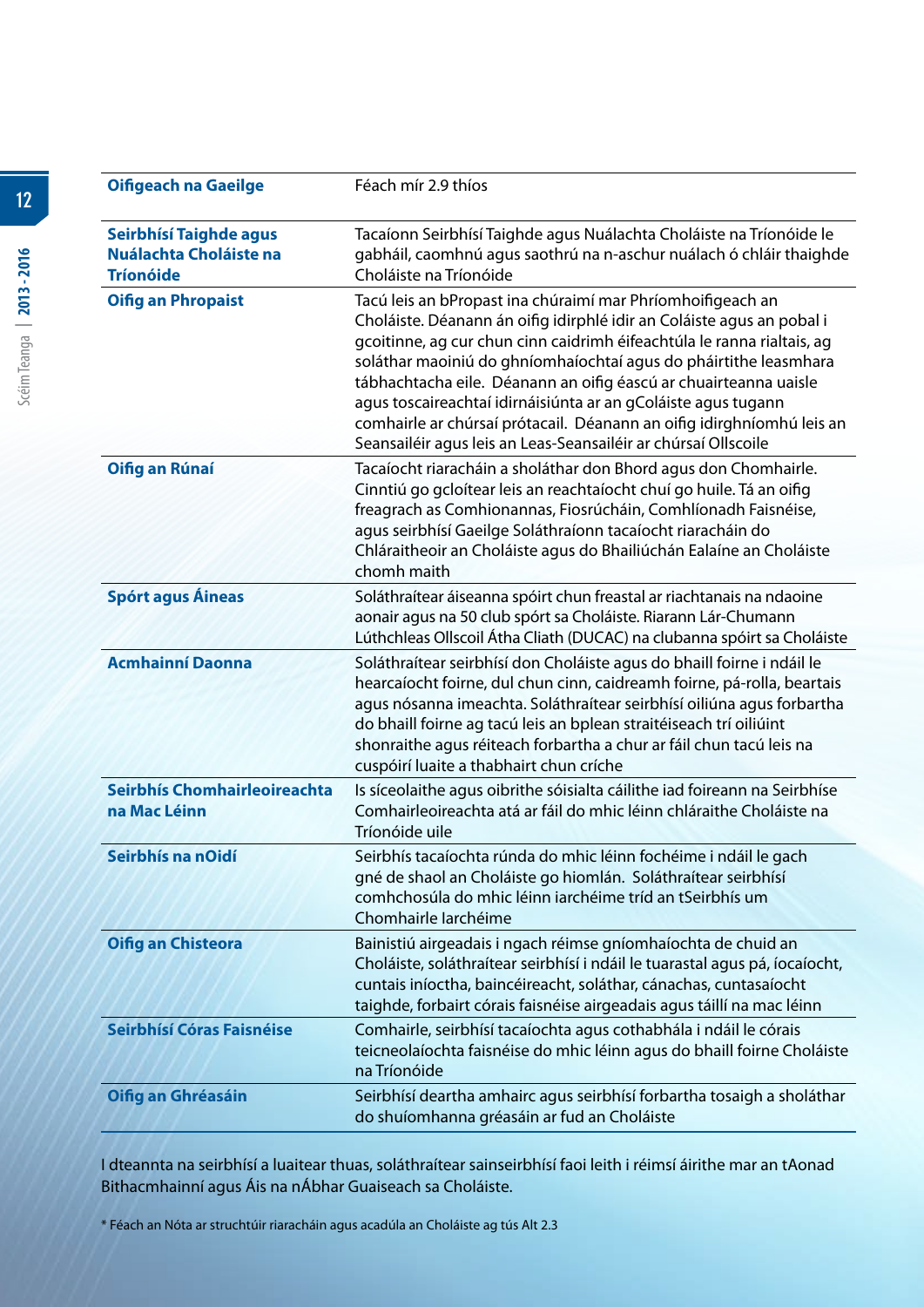| | |
|---|---|
| **Oifigeach na Gaeilge** | Féach mír 2.9 thíos |
| **Seirbhísí Taighde agus Nuálachta Choláiste na Tríonóide** | Tacaíonn Seirbhísí Taighde agus Nuálachta Choláiste na Tríonóide le gabháil, caomhnú agus saothrú na n-aschur nuálach ó chláir thaighde Choláiste na Tríonóide |
| **Oifig an Phropaist** | Tacú leis an bPropast ina chúraimí mar Phríomhoifigeach an Choláiste. Déanann án oifig idirphlé idir an Coláiste agus an pobal i gcoitinne, ag cur chun cinn caidrimh éifeachtúla le ranna rialtais, ag soláthar maoiniú do ghníomhaíochtaí agus do pháirtithe leasmhara tábhachtacha eile. Déanann an oifig éascú ar chuairteanna uaisle agus toscaireachtaí idirnáisiúnta ar an gColáiste agus tugann comhairle ar chúrsaí prótacail. Déanann an oifig idirghníomhú leis an Seansailéir agus leis an Leas-Seansailéir ar chúrsaí Ollscoile |
| **Oifig an Rúnaí** | Tacaíocht riaracháin a sholáthar don Bhord agus don Chomhairle. Cinntiú go gcloítear leis an reachtaíocht chuí go huile. Tá an oifig freagrach as Comhionannas, Fiosrúcháin, Comhlíonadh Faisnéise, agus seirbhísí Gaeilge Soláthraíonn tacaíocht riaracháin do Chláraitheoir an Choláiste agus do Bhailiúchán Ealaíne an Choláiste chomh maith |
| **Spórt agus Áineas** | Soláthraítear áiseanna spóirt chun freastal ar riachtanais na ndaoine aonair agus na 50 club spórt sa Choláiste. Riarann Lár-Chumann Lúthchleas Ollscoil Átha Cliath (DUCAC) na clubanna spóirt sa Choláiste |
| **Acmhainní Daonna** | Soláthraítear seirbhísí don Choláiste agus do bhaill foirne i ndáil le hearcaíocht foirne, dul chun cinn, caidreamh foirne, pá-rolla, beartais agus nósanna imeachta. Soláthraítear seirbhísí oiliúna agus forbartha do bhaill foirne ag tacú leis an bplean straitéiseach trí oiliúint shonraithe agus réiteach forbartha a chur ar fáil chun tacú leis na cuspóirí luaite a thabhairt chun críche |
| **Seirbhís Chomhairleoireachta na Mac Léinn** | Is síceolaithe agus oibrithe sóisialta cáilithe iad foireann na Seirbhíse Comhairleoireachta atá ar fáil do mhic léinn chláraithe Choláiste na Tríonóide uile |
| **Seirbhís na nOidí** | Seirbhís tacaíochta rúnda do mhic léinn fochéime i ndáil le gach gné de shaol an Choláiste go hiomlán. Soláthraítear seirbhísí comhchosúla do mhic léinn iarchéime tríd an tSeirbhís um Chomhairle Iarchéime |
| **Oifig an Chisteora** | Bainistiú airgeadais i ngach réimse gníomhaíochta de chuid an Choláiste, soláthraítear seirbhísí i ndáil le tuarastal agus pá, íocaíocht, cuntais iníoctha, baincéireacht, soláthar, cánachas, cuntasaíocht taighde, forbairt córais faisnéise airgeadais agus táillí na mac léinn |
| **Seirbhísí Córas Faisnéise** | Comhairle, seirbhísí tacaíochta agus cothabhála i ndáil le córais teicneolaíochta faisnéise do mhic léinn agus do bhaill foirne Choláiste na Tríonóide |
| **Oifig an Ghréasáin** | Seirbhísí deartha amhairc agus seirbhísí forbartha tosaigh a sholáthar do shuíomhanna gréasáin ar fud an Choláiste |

I dteannta na seirbhísí a luaitear thuas, soláthraítear sainseirbhísí faoi leith i réimsí áirithe mar an tAonad Bithacmhainní agus Áis na nÁbhar Guaiseach sa Choláiste.

* Féach an Nóta ar struchtúir riaracháin agus acadúla an Choláiste ag tús Alt 2.3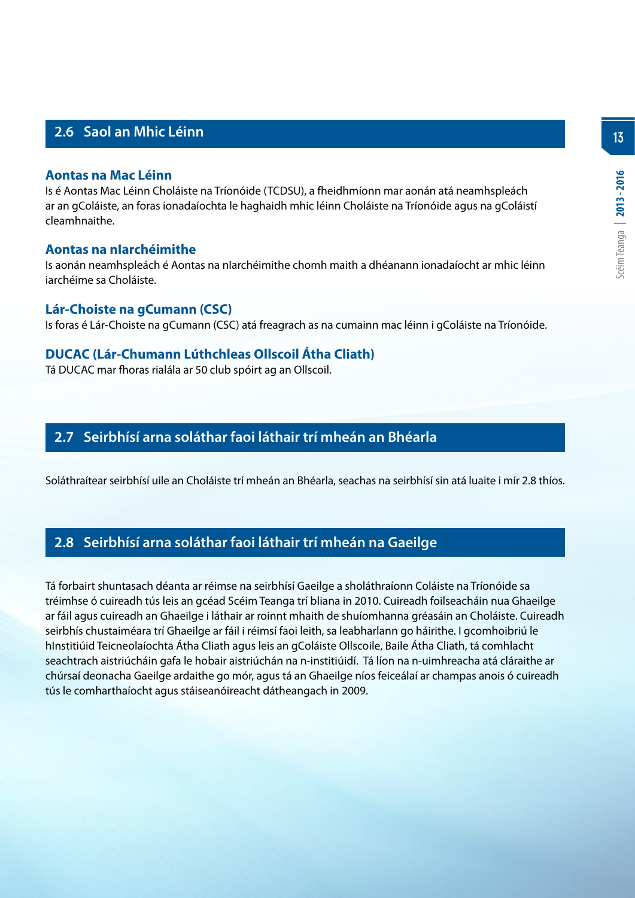## 2.6 Saol an Mhic Léinn

### Aontas na Mac Léinn

Is é Aontas Mac Léinn Choláiste na Tríonóide (TCDSU), a fheidhmíonn mar aonán atá neamhspleách ar an gColáiste, an foras ionadaíochta le haghaidh mhic léinn Choláiste na Tríonóide agus na gColáistí cleamhnaithe.

### Aontas na nIarchéimithe

Is aonán neamhspleách é Aontas na nIarchéimithe chomh maith a dhéanann ionadaíocht ar mhic léinn iarchéime sa Choláiste.

### Lár-Choiste na gCumann (CSC)

Is foras é Lár-Choiste na gCumann (CSC) atá freagrach as na cumainn mac léinn i gColáiste na Tríonóide.

### DUCAC (Lár-Chumann Lúthchleas Ollscoil Átha Cliath)

Tá DUCAC mar fhoras rialála ar 50 club spóirt ag an Ollscoil.

## 2.7 Seirbhísí arna soláthar faoi láthair trí mheán an Bhéarla

Soláthraítear seirbhísí uile an Choláiste trí mheán an Bhéarla, seachas na seirbhísí sin atá luaite i mír 2.8 thíos.

## 2.8 Seirbhísí arna soláthar faoi láthair trí mheán na Gaeilge

Tá forbairt shuntasach déanta ar réimse na seirbhísí Gaeilge a sholáthraíonn Coláiste na Tríonóide sa tréimhse ó cuireadh tús leis an gcéad Scéim Teanga trí bliana in 2010. Cuireadh foilseacháin nua Ghaeilge ar fáil agus cuireadh an Ghaeilge i láthair ar roinnt mhaith de shuíomhanna gréasáin an Choláiste. Cuireadh seirbhís chustaiméara trí Ghaeilge ar fáil i réimsí faoi leith, sa leabharlann go háirithe. I gcomhoibriú le hInstitiúid Teicneolaíochta Átha Cliath agus leis an gColáiste Ollscoile, Baile Átha Cliath, tá comhlacht seachtrach aistriúcháin gafa le hobair aistriúchán na n-institiúidí. Tá líon na n-uimhreacha atá cláraithe ar chúrsaí deonacha Gaeilge ardaithe go mór, agus tá an Ghaeilge níos feiceálaí ar champas anois ó cuireadh tús le comharthaíocht agus stáiseanóireacht dátheangach in 2009.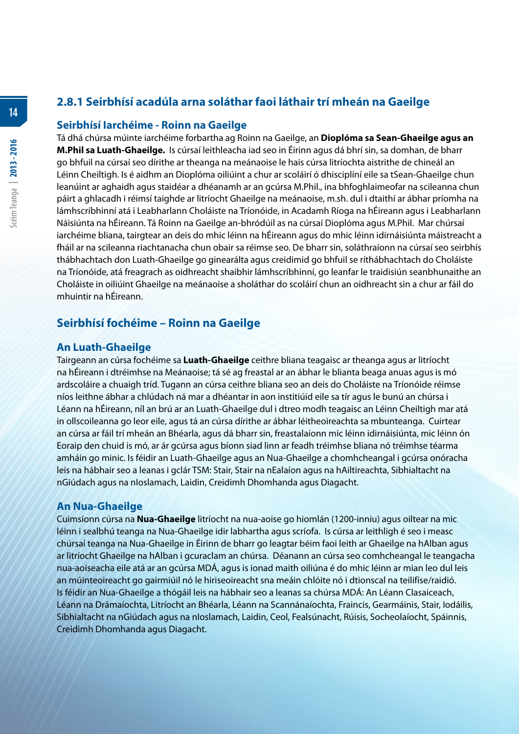## 2.8.1 Seirbhísí acadúla arna soláthar faoi láthair trí mheán na Gaeilge

### Seirbhísí Iarchéime - Roinn na Gaeilge

Tá dhá chúrsa múinte iarchéime forbartha ag Roinn na Gaeilge, an **Dioplóma sa Sean-Ghaeilge agus an M.Phil sa Luath-Ghaeilge.** Is cúrsaí leithleacha iad seo in Éirinn agus dá bhrí sin, sa domhan, de bharr go bhfuil na cúrsaí seo dírithe ar theanga na meánaoise le hais cúrsa litríochta aistrithe de chineál an Léinn Cheiltigh. Is é aidhm an Dioplóma oiliúint a chur ar scoláirí ó dhisciplíní eile sa tSean-Ghaeilge chun leanúint ar aghaidh agus staidéar a dhéanamh ar an gcúrsa M.Phil., ina bhfoghlaimeofar na scileanna chun páirt a ghlacadh i réimsí taighde ar litríocht Ghaeilge na meánaoise, m.sh. dul i dtaithí ar ábhar príomha na lámhscríbhinní atá i Leabharlann Choláiste na Tríonóide, in Acadamh Ríoga na hÉireann agus i Leabharlann Náisiúnta na hÉireann. Tá Roinn na Gaeilge an-bhródúil as na cúrsaí Dioplóma agus M.Phil. Mar chúrsaí iarchéime bliana, tairgtear an deis do mhic léinn na hÉireann agus do mhic léinn idirnáisiúnta máistreacht a fháil ar na scileanna riachtanacha chun obair sa réimse seo. De bharr sin, soláthraíonn na cúrsaí seo seirbhís thábhachtach don Luath-Ghaeilge go ginearálta agus creidimid go bhfuil se ríthábhachtach do Choláiste na Tríonóide, atá freagrach as oidhreacht shaibhir lámhscríbhinní, go leanfar le traidisiún seanbhunaithe an Choláiste in oiliúint Ghaeilge na meánaoise a sholáthar do scoláirí chun an oidhreacht sin a chur ar fáil do mhuintir na hÉireann.

### Seirbhísí fochéime – Roinn na Gaeilge

#### An Luath-Ghaeilge

Tairgeann an cúrsa fochéime sa **Luath-Ghaeilge** ceithre bliana teagaisc ar theanga agus ar litríocht na hÉireann i dtréimhse na Meánaoise; tá sé ag freastal ar an ábhar le blianta beaga anuas agus is mó ardscoláire a chuaigh tríd. Tugann an cúrsa ceithre bliana seo an deis do Choláiste na Tríonóide réimse níos leithne ábhar a chlúdach ná mar a dhéantar in aon institiúid eile sa tír agus le bunú an chúrsa i Léann na hÉireann, níl an brú ar an Luath-Ghaeilge dul i dtreo modh teagaisc an Léinn Cheiltigh mar atá in ollscoileanna go leor eile, agus tá an cúrsa dírithe ar ábhar léitheoireachta sa mbunteanga. Cuirtear an cúrsa ar fáil trí mheán an Bhéarla, agus dá bharr sin, freastalaíonn mic léinn idirnáisiúnta, mic léinn ón Eoraip den chuid is mó, ar ár gcúrsa agus bíonn siad linn ar feadh tréimhse bliana nó tréimhse téarma amháin go minic. Is féidir an Luath-Ghaeilge agus an Nua-Ghaeilge a chomhcheangal i gcúrsa onóracha leis na hábhair seo a leanas i gclár TSM: Stair, Stair na nEalaíon agus na hAiltireachta, Sibhialtacht na nGiúdach agus na nIoslamach, Laidin, Creidimh Dhomhanda agus Diagacht.

#### An Nua-Ghaeilge

Cuimsíonn cúrsa na **Nua-Ghaeilge** litríocht na nua-aoise go hiomlán (1200-inniu) agus oiltear na mic léinn i sealbhú teanga na Nua-Ghaeilge idir labhartha agus scríofa. Is cúrsa ar leithligh é seo i measc chúrsaí teanga na Nua-Ghaeilge in Éirinn de bharr go leagtar béim faoi leith ar Ghaeilge na hAlban agus ar litríocht Ghaeilge na hAlban i gcuraclam an chúrsa. Déanann an cúrsa seo comhcheangal le teangacha nua-aoiseacha eile atá ar an gcúrsa MDÁ, agus is ionad maith oiliúna é do mhic léinn ar mian leo dul leis an múinteoireacht go gairmiúil nó le hiriseoireacht sna meáin chlóite nó i dtionscal na teilifíse/raidió. Is féidir an Nua-Ghaeilge a thógáil leis na hábhair seo a leanas sa chúrsa MDÁ: An Léann Clasaiceach, Léann na Drámaíochta, Litríocht an Bhéarla, Léann na Scannánaíochta, Fraincis, Gearmáinis, Stair, Iodáilis, Sibhialtacht na nGiúdach agus na nIoslamach, Laidin, Ceol, Fealsúnacht, Rúisis, Socheolaíocht, Spáinnis, Creidimh Dhomhanda agus Diagacht.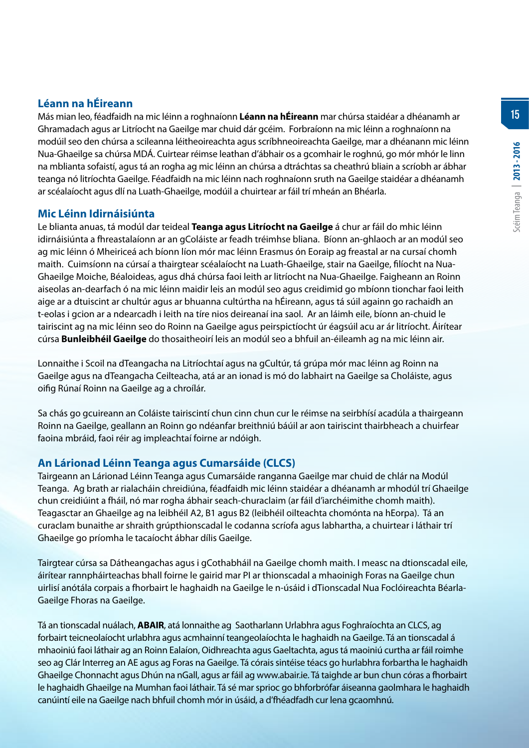### Léann na hÉireann

Más mian leo, féadfaidh na mic léinn a roghnaíonn **Léann na hÉireann** mar chúrsa staidéar a dhéanamh ar Ghramadach agus ar Litríocht na Gaeilge mar chuid dár gcéim. Forbraíonn na mic léinn a roghnaíonn na modúil seo den chúrsa a scileanna léitheoireachta agus scríbhneoireachta Gaeilge, mar a dhéanann mic léinn Nua-Ghaeilge sa chúrsa MDÁ. Cuirtear réimse leathan d'ábhair os a gcomhair le roghnú, go mór mhór le linn na mblianta sofaistí, agus tá an rogha ag mic léinn an chúrsa a dtráchtas sa cheathrú bliain a scríobh ar ábhar teanga nó litríochta Gaeilge. Féadfaidh na mic léinn nach roghnaíonn sruth na Gaeilge staidéar a dhéanamh ar scéalaíocht agus dlí na Luath-Ghaeilge, modúil a chuirtear ar fáil trí mheán an Bhéarla.

### Mic Léinn Idirnáisiúnta

Le blianta anuas, tá modúl dar teideal **Teanga agus Litríocht na Gaeilge** á chur ar fáil do mhic léinn idirnáisiúnta a fhreastalaíonn ar an gColáiste ar feadh tréimhse bliana. Bíonn an-ghlaoch ar an modúl seo ag mic léinn ó Mheiriceá ach bíonn líon mór mac léinn Erasmus ón Eoraip ag freastal ar na cursaí chomh maith. Cuimsíonn na cúrsaí a thairgtear scéalaíocht na Luath-Ghaeilge, stair na Gaeilge, filíocht na Nua-Ghaeilge Moiche, Béaloideas, agus dhá chúrsa faoi leith ar litríocht na Nua-Ghaeilge. Faigheann an Roinn aiseolas an-dearfach ó na mic léinn maidir leis an modúl seo agus creidimid go mbíonn tionchar faoi leith aige ar a dtuiscint ar chultúr agus ar bhuanna cultúrtha na hÉireann, agus tá súil againn go rachaidh an t-eolas i gcion ar a ndearcadh i leith na tíre nios deireanaí ina saol. Ar an láimh eile, bíonn an-chuid le tairiscint ag na mic léinn seo do Roinn na Gaeilge agus peirspictíocht úr éagsúil acu ar ár litríocht. Áirítear cúrsa **Bunleibhéil Gaeilge** do thosaitheoirí leis an modúl seo a bhfuil an-éileamh ag na mic léinn air.

Lonnaithe i Scoil na dTeangacha na Litríochtaí agus na gCultúr, tá grúpa mór mac léinn ag Roinn na Gaeilge agus na dTeangacha Ceilteacha, atá ar an ionad is mó do labhairt na Gaeilge sa Choláiste, agus oifig Rúnaí Roinn na Gaeilge ag a chroílár.

Sa chás go gcuireann an Coláiste tairiscintí chun cinn chun cur le réimse na seirbhísí acadúla a thairgeann Roinn na Gaeilge, geallann an Roinn go ndéanfar breithniú báúil ar aon tairiscint thairbheach a chuirfear faoina mbráid, faoi réir ag impleachtaí foirne ar ndóigh.

### An Lárionad Léinn Teanga agus Cumarsáide (CLCS)

Tairgeann an Lárionad Léinn Teanga agus Cumarsáide ranganna Gaeilge mar chuid de chlár na Modúl Teanga. Ag brath ar rialacháin chreidiúna, féadfaidh mic léinn staidéar a dhéanamh ar mhodúl trí Ghaeilge chun creidiúint a fháil, nó mar rogha ábhair seach-churaclaim (ar fáil d'iarchéimithe chomh maith). Teagasctar an Ghaeilge ag na leibhéil A2, B1 agus B2 (leibhéil oilteachta chomónta na hEorpa). Tá an curaclam bunaithe ar shraith grúpthionscadal le codanna scríofa agus labhartha, a chuirtear i láthair trí Ghaeilge go príomha le tacaíocht ábhar dílis Gaeilge.

Tairgtear cúrsa sa Dátheangachas agus i gCothabháil na Gaeilge chomh maith. I measc na dtionscadal eile, áirítear rannpháirteachas bhall foirne le gairid mar PI ar thionscadal a mhaoinigh Foras na Gaeilge chun uirlisí anótála corpais a fhorbairt le haghaidh na Gaeilge le n-úsáid i dTionscadal Nua Foclóireachta Béarla-Gaeilge Fhoras na Gaeilge.

Tá an tionscadal nuálach, **ABAIR**, atá lonnaithe ag Saotharlann Urlabhra agus Foghraíochta an CLCS, ag forbairt teicneolaíocht urlabhra agus acmhainní teangeolaíochta le haghaidh na Gaeilge. Tá an tionscadal á mhaoiniú faoi láthair ag an Roinn Ealaíon, Oidhreachta agus Gaeltachta, agus tá maoiniú curtha ar fáil roimhe seo ag Clár Interreg an AE agus ag Foras na Gaeilge. Tá córais sintéise téacs go hurlabhra forbartha le haghaidh Ghaeilge Chonnacht agus Dhún na nGall, agus ar fáil ag www.abair.ie. Tá taighde ar bun chun córas a fhorbairt le haghaidh Ghaeilge na Mumhan faoi láthair. Tá sé mar sprioc go bhforbrófar áiseanna gaolmhara le haghaidh canúintí eile na Gaeilge nach bhfuil chomh mór in úsáid, a d'fhéadfadh cur lena gcaomhnú.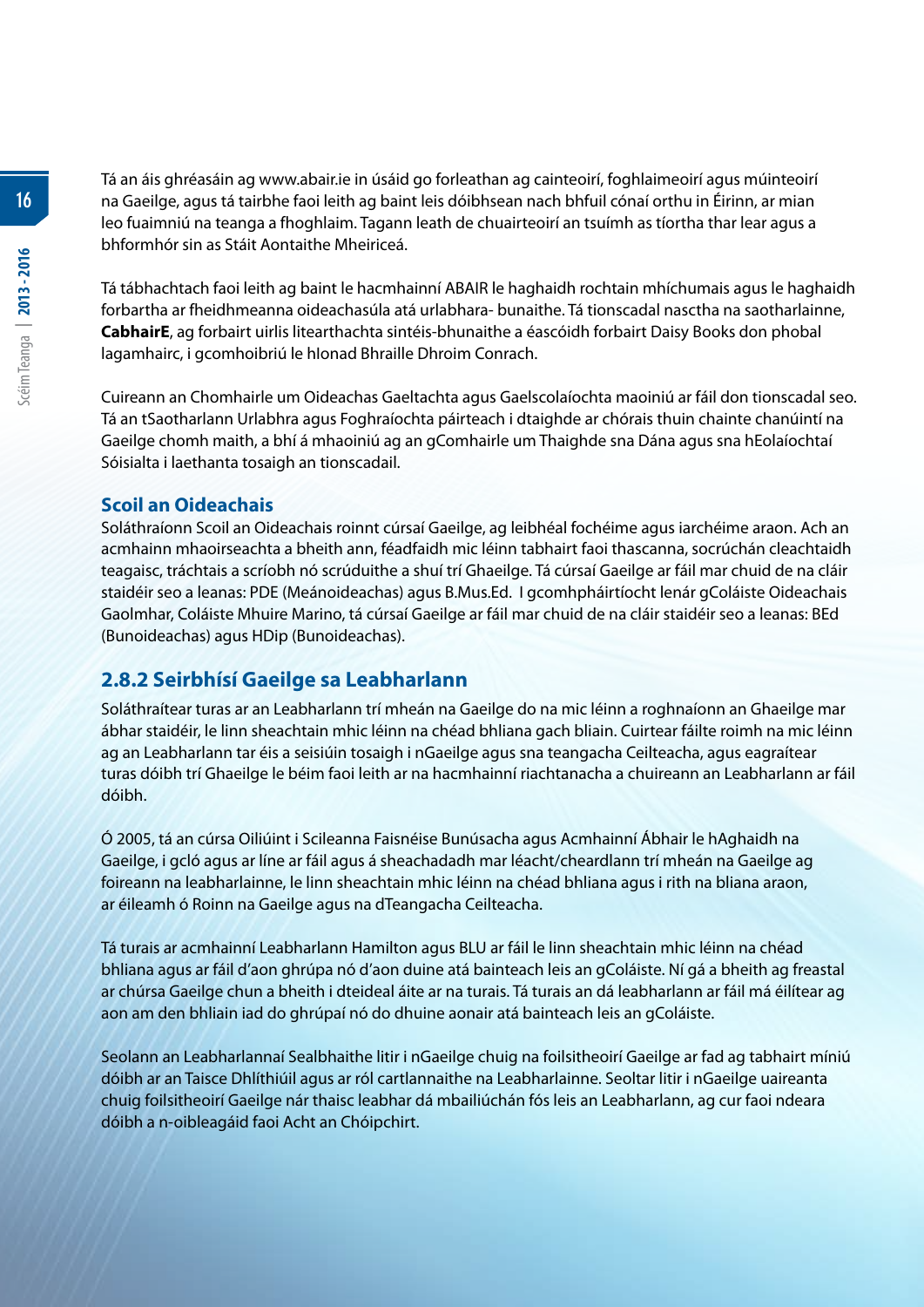Tá an áis ghréasáin ag www.abair.ie in úsáid go forleathan ag cainteoirí, foghlaimeoirí agus múinteoirí na Gaeilge, agus tá tairbhe faoi leith ag baint leis dóibhsean nach bhfuil cónaí orthu in Éirinn, ar mian leo fuaimniú na teanga a fhoghlaim. Tagann leath de chuairteoirí an tsuímh as tíortha thar lear agus a bhformhór sin as Stáit Aontaithe Mheiriceá.

Tá tábhachtach faoi leith ag baint le hacmhainní ABAIR le haghaidh rochtain mhíchumais agus le haghaidh forbartha ar fheidhmeanna oideachasúla atá urlabhara- bunaithe. Tá tionscadal nasctha na saotharlainne, **CabhairE**, ag forbairt uirlis litearthachta sintéis-bhunaithe a éascóidh forbairt Daisy Books don phobal lagamhairc, i gcomhoibriú le hIonad Bhraille Dhroim Conrach.

Cuireann an Chomhairle um Oideachas Gaeltachta agus Gaelscolaíochta maoiniú ar fáil don tionscadal seo. Tá an tSaotharlann Urlabhra agus Foghraíochta páirteach i dtaighde ar chórais thuin chainte chanúintí na Gaeilge chomh maith, a bhí á mhaoiniú ag an gComhairle um Thaighde sna Dána agus sna hEolaíochtaí Sóisialta i laethanta tosaigh an tionscadail.

### Scoil an Oideachais

Soláthraíonn Scoil an Oideachais roinnt cúrsaí Gaeilge, ag leibhéal fochéime agus iarchéime araon. Ach an acmhainn mhaoirseachta a bheith ann, féadfaidh mic léinn tabhairt faoi thascanna, socrúchán cleachtaidh teagaisc, tráchtais a scríobh nó scrúduithe a shuí trí Ghaeilge. Tá cúrsaí Gaeilge ar fáil mar chuid de na cláir staidéir seo a leanas: PDE (Meánoideachas) agus B.Mus.Ed. I gcomhpháirtíocht lenár gColáiste Oideachais Gaolmhar, Coláiste Mhuire Marino, tá cúrsaí Gaeilge ar fáil mar chuid de na cláir staidéir seo a leanas: BEd (Bunoideachas) agus HDip (Bunoideachas).

## 2.8.2 Seirbhísí Gaeilge sa Leabharlann

Soláthraítear turas ar an Leabharlann trí mheán na Gaeilge do na mic léinn a roghnaíonn an Ghaeilge mar ábhar staidéir, le linn sheachtain mhic léinn na chéad bhliana gach bliain. Cuirtear fáilte roimh na mic léinn ag an Leabharlann tar éis a seisiúin tosaigh i nGaeilge agus sna teangacha Ceilteacha, agus eagraítear turas dóibh trí Ghaeilge le béim faoi leith ar na hacmhainní riachtanacha a chuireann an Leabharlann ar fáil dóibh.

Ó 2005, tá an cúrsa Oiliúint i Scileanna Faisnéise Bunúsacha agus Acmhainní Ábhair le hAghaidh na Gaeilge, i gcló agus ar líne ar fáil agus á sheachadadh mar léacht/cheardlann trí mheán na Gaeilge ag foireann na leabharlainne, le linn sheachtain mhic léinn na chéad bhliana agus i rith na bliana araon, ar éileamh ó Roinn na Gaeilge agus na dTeangacha Ceilteacha.

Tá turais ar acmhainní Leabharlann Hamilton agus BLU ar fáil le linn sheachtain mhic léinn na chéad bhliana agus ar fáil d'aon ghrúpa nó d'aon duine atá bainteach leis an gColáiste. Ní gá a bheith ag freastal ar chúrsa Gaeilge chun a bheith i dteideal áite ar na turais. Tá turais an dá leabharlann ar fáil má éilítear ag aon am den bhliain iad do ghrúpaí nó do dhuine aonair atá bainteach leis an gColáiste.

Seolann an Leabharlannaí Sealbhaithe litir i nGaeilge chuig na foilsitheoirí Gaeilge ar fad ag tabhairt míniú dóibh ar an Taisce Dhlíthiúil agus ar ról cartlannaithe na Leabharlainne. Seoltar litir i nGaeilge uaireanta chuig foilsitheoirí Gaeilge nár thaisc leabhar dá mbailiúchán fós leis an Leabharlann, ag cur faoi ndeara dóibh a n-oibleagáid faoi Acht an Chóipchirt.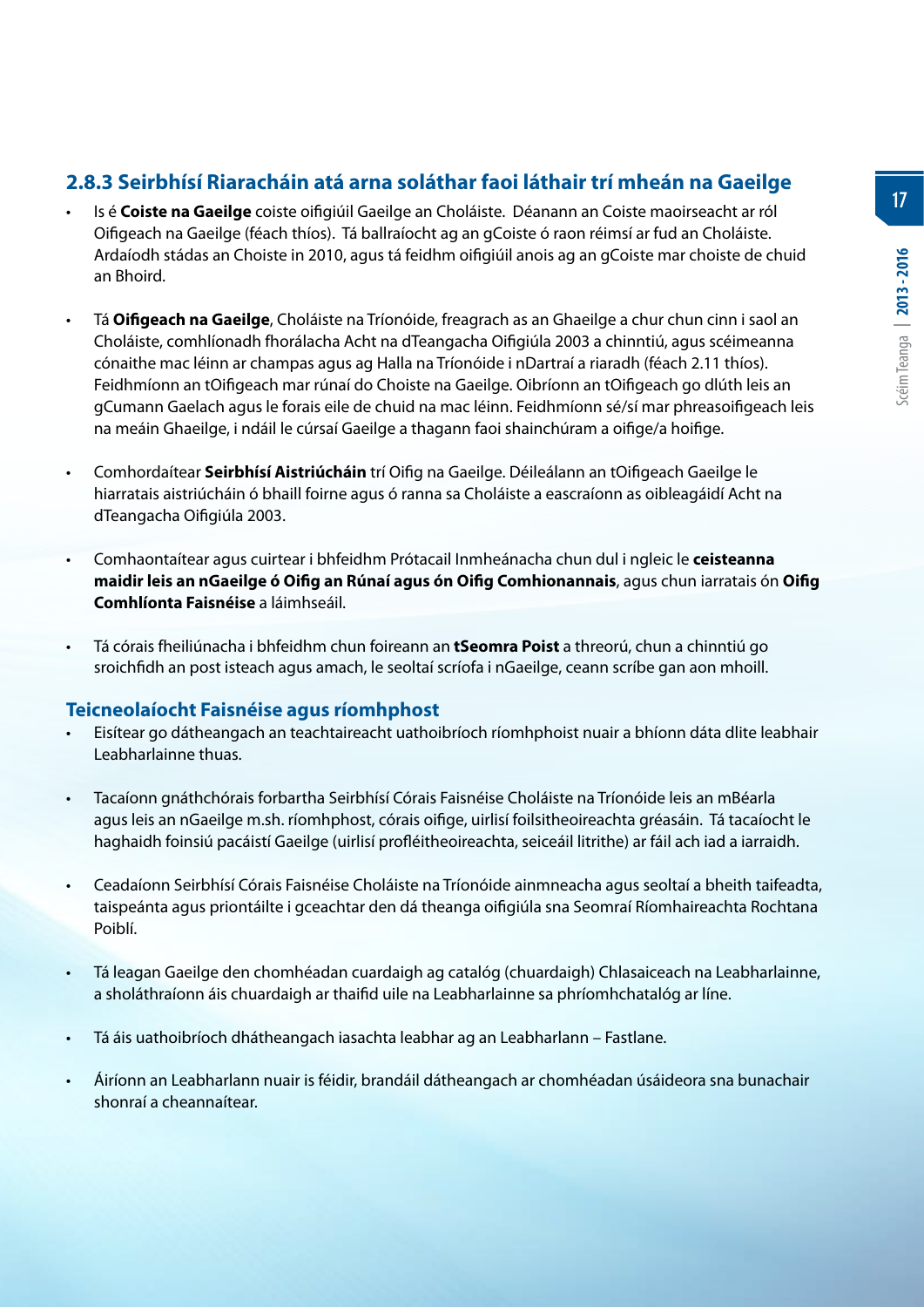### 2.8.3 Seirbhísí Riaracháin atá arna soláthar faoi láthair trí mheán na Gaeilge

- Is é **Coiste na Gaeilge** coiste oifigiúil Gaeilge an Choláiste. Déanann an Coiste maoirseacht ar ról Oifigeach na Gaeilge (féach thíos). Tá ballraíocht ag an gCoiste ó raon réimsí ar fud an Choláiste. Ardaíodh stádas an Choiste in 2010, agus tá feidhm oifigiúil anois ag an gCoiste mar choiste de chuid an Bhoird.

- Tá **Oifigeach na Gaeilge**, Choláiste na Tríonóide, freagrach as an Ghaeilge a chur chun cinn i saol an Choláiste, comhlíonadh fhorálacha Acht na dTeangacha Oifigiúla 2003 a chinntiú, agus scéimeanna cónaithe mac léinn ar champas agus ag Halla na Tríonóide i nDartraí a riaradh (féach 2.11 thíos). Feidhmíonn an tOifigeach mar rúnaí do Choiste na Gaeilge. Oibríonn an tOifigeach go dlúth leis an gCumann Gaelach agus le forais eile de chuid na mac léinn. Feidhmíonn sé/sí mar phreasoifigeach leis na meáin Ghaeilge, i ndáil le cúrsaí Gaeilge a thagann faoi shainchúram a oifige/a hoifige.

- Comhordaítear **Seirbhísí Aistriúcháin** trí Oifig na Gaeilge. Déileálann an tOifigeach Gaeilge le hiarratais aistriúcháin ó bhaill foirne agus ó ranna sa Choláiste a eascraíonn as oibleagáidí Acht na dTeangacha Oifigiúla 2003.

- Comhaontaítear agus cuirtear i bhfeidhm Prótacail Inmheánacha chun dul i ngleic le **ceisteanna maidir leis an nGaeilge ó Oifig an Rúnaí agus ón Oifig Comhionannais**, agus chun iarratais ón **Oifig Comhlíonta Faisnéise** a láimhseáil.

- Tá córais fheiliúnacha i bhfeidhm chun foireann an **tSeomra Poist** a threorú, chun a chinntiú go sroichfidh an post isteach agus amach, le seoltaí scríofa i nGaeilge, ceann scríbe gan aon mhoill.

### Teicneolaíocht Faisnéise agus ríomhphost

- Eisítear go dátheangach an teachtaireacht uathoibríoch ríomhphoist nuair a bhíonn dáta dlite leabhair Leabharlainne thuas.

- Tacaíonn gnáthchórais forbartha Seirbhísí Córais Faisnéise Choláiste na Tríonóide leis an mBéarla agus leis an nGaeilge m.sh. ríomhphost, córais oifige, uirlisí foilsitheoireachta gréasáin. Tá tacaíocht le haghaidh foinsiú pacáistí Gaeilge (uirlisí proifléitheoireachta, seiceáil litrithe) ar fáil ach iad a iarraidh.

- Ceadaíonn Seirbhísí Córais Faisnéise Choláiste na Tríonóide ainmneacha agus seoltaí a bheith taifeadta, taispeánta agus priontáilte i gceachtar den dá theanga oifigiúla sna Seomraí Ríomhaireachta Rochtana Poiblí.

- Tá leagan Gaeilge den chomhéadan cuardaigh ag catalóg (chuardaigh) Chlasaiceach na Leabharlainne, a sholáthraíonn áis chuardaigh ar thaifid uile na Leabharlainne sa phríomhchatalóg ar líne.

- Tá áis uathoibríoch dhátheangach iasachta leabhar ag an Leabharlann – Fastlane.

- Áiríonn an Leabharlann nuair is féidir, brandáil dátheangach ar chomhéadan úsáideora sna bunachair shonraí a cheannaítear.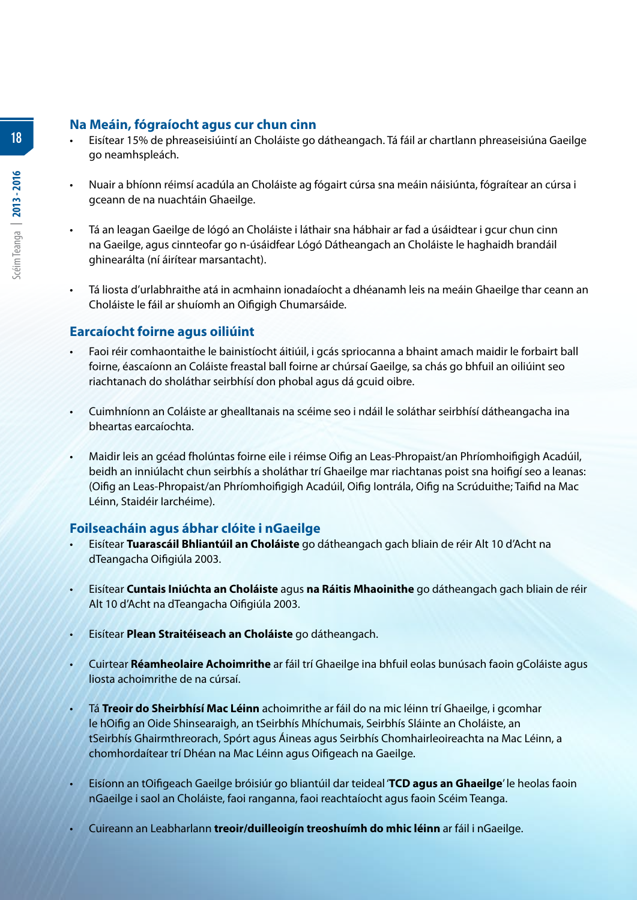## Na Meáin, fógraíocht agus cur chun cinn

- Eisítear 15% de phreaseisiúintí an Choláiste go dátheangach. Tá fáil ar chartlann phreaseisiúna Gaeilge go neamhspleách.
- Nuair a bhíonn réimsí acadúla an Choláiste ag fógairt cúrsa sna meáin náisiúnta, fógraítear an cúrsa i gceann de na nuachtáin Ghaeilge.
- Tá an leagan Gaeilge de lógó an Choláiste i láthair sna hábhair ar fad a úsáidtear i gcur chun cinn na Gaeilge, agus cinnteofar go n-úsáidfear Lógó Dátheangach an Choláiste le haghaidh brandáil ghinearálta (ní áirítear marsantacht).
- Tá liosta d'urlabhraithe atá in acmhainn ionadaíocht a dhéanamh leis na meáin Ghaeilge thar ceann an Choláiste le fáil ar shuíomh an Oifigigh Chumarsáide.

## Earcaíocht foirne agus oiliúint

- Faoi réir comhaontaithe le bainistíocht áitiúil, i gcás spriocanna a bhaint amach maidir le forbairt ball foirne, éascaíonn an Coláiste freastal ball foirne ar chúrsaí Gaeilge, sa chás go bhfuil an oiliúint seo riachtanach do sholáthar seirbhísí don phobal agus dá gcuid oibre.
- Cuimhníonn an Coláiste ar ghealltanais na scéime seo i ndáil le soláthar seirbhísí dátheangacha ina bheartas earcaíochta.
- Maidir leis an gcéad fholúntas foirne eile i réimse Oifig an Leas-Phropaist/an Phríomhoifigigh Acadúil, beidh an inniúlacht chun seirbhís a sholáthar trí Ghaeilge mar riachtanas poist sna hoifigí seo a leanas: (Oifig an Leas-Phropaist/an Phríomhoifigigh Acadúil, Oifig Iontrála, Oifig na Scrúduithe; Taifid na Mac Léinn, Staidéir Iarchéime).

## Foilseacháin agus ábhar clóite i nGaeilge

- Eisítear **Tuarascáil Bhliantúil an Choláiste** go dátheangach gach bliain de réir Alt 10 d'Acht na dTeangacha Oifigiúla 2003.
- Eisítear **Cuntais Iniúchta an Choláiste** agus **na Ráitis Mhaoinithe** go dátheangach gach bliain de réir Alt 10 d'Acht na dTeangacha Oifigiúla 2003.
- Eisítear **Plean Straitéiseach an Choláiste** go dátheangach.
- Cuirtear **Réamheolaire Achoimrithe** ar fáil trí Ghaeilge ina bhfuil eolas bunúsach faoin gColáiste agus liosta achoimrithe de na cúrsaí.
- Tá **Treoir do Sheirbhísí Mac Léinn** achoimrithe ar fáil do na mic léinn trí Ghaeilge, i gcomhar le hOifig an Oide Shinsearaigh, an tSeirbhís Mhíchumais, Seirbhís Sláinte an Choláiste, an tSeirbhís Ghairmthreorach, Spórt agus Áineas agus Seirbhís Chomhairleoireachta na Mac Léinn, a chomhordaítear trí Dhéan na Mac Léinn agus Oifigeach na Gaeilge.
- Eisíonn an tOifigeach Gaeilge bróisiúr go bliantúil dar teideal '**TCD agus an Ghaeilge**' le heolas faoin nGaeilge i saol an Choláiste, faoi ranganna, faoi reachtaíocht agus faoin Scéim Teanga.
- Cuireann an Leabharlann **treoir/duilleoigín treoshuímh do mhic léinn** ar fáil i nGaeilge.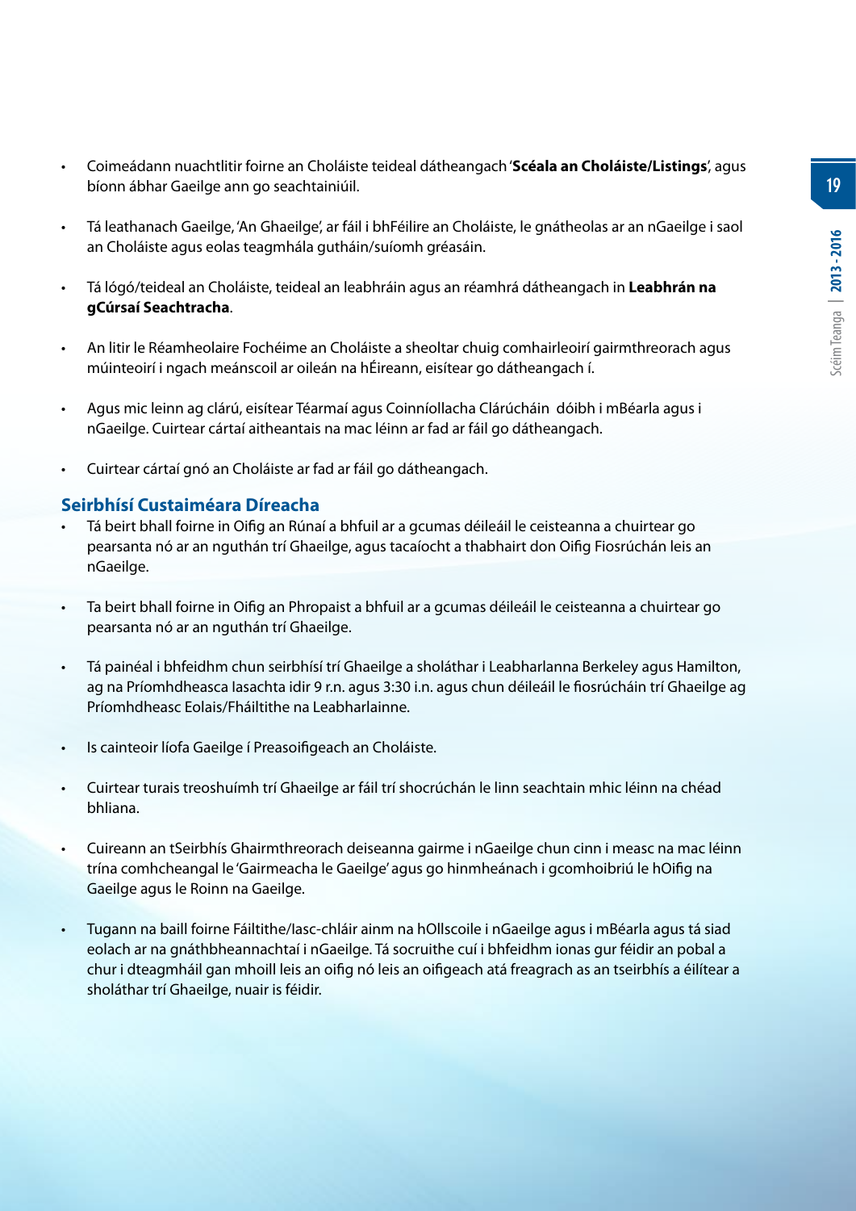- Coimeádann nuachtlitir foirne an Choláiste teideal dátheangach '**Scéala an Choláiste/Listings**', agus bíonn ábhar Gaeilge ann go seachtainiúil.

- Tá leathanach Gaeilge, 'An Ghaeilge', ar fáil i bhFéilire an Choláiste, le gnátheolas ar an nGaeilge i saol an Choláiste agus eolas teagmhála gutháin/suíomh gréasáin.

- Tá lógó/teideal an Choláiste, teideal an leabhráin agus an réamhrá dátheangach in **Leabhrán na gCúrsaí Seachtracha**.

- An litir le Réamheolaire Fochéime an Choláiste a sheoltar chuig comhairleoirí gairmthreorach agus múinteoirí i ngach meánscoil ar oileán na hÉireann, eisítear go dátheangach í.

- Agus mic leinn ag clárú, eisítear Téarmaí agus Coinníollacha Clárúcháin dóibh i mBéarla agus i nGaeilge. Cuirtear cártaí aitheantais na mac léinn ar fad ar fáil go dátheangach.

- Cuirtear cártaí gnó an Choláiste ar fad ar fáil go dátheangach.

## Seirbhísí Custaiméara Díreacha

- Tá beirt bhall foirne in Oifig an Rúnaí a bhfuil ar a gcumas déileáil le ceisteanna a chuirtear go pearsanta nó ar an nguthán trí Ghaeilge, agus tacaíocht a thabhairt don Oifig Fiosrúchán leis an nGaeilge.

- Ta beirt bhall foirne in Oifig an Phropaist a bhfuil ar a gcumas déileáil le ceisteanna a chuirtear go pearsanta nó ar an nguthán trí Ghaeilge.

- Tá painéal i bhfeidhm chun seirbhísí trí Ghaeilge a sholáthar i Leabharlanna Berkeley agus Hamilton, ag na Príomhdheasca Iasachta idir 9 r.n. agus 3:30 i.n. agus chun déileáil le fiosrúcháin trí Ghaeilge ag Príomhdheasc Eolais/Fháiltithe na Leabharlainne.

- Is cainteoir líofa Gaeilge í Preasoifigeach an Choláiste.

- Cuirtear turais treoshuímh trí Ghaeilge ar fáil trí shocrúchán le linn seachtain mhic léinn na chéad bhliana.

- Cuireann an tSeirbhís Ghairmthreorach deiseanna gairme i nGaeilge chun cinn i measc na mac léinn trína comhcheangal le 'Gairmeacha le Gaeilge' agus go hinmheánach i gcomhoibriú le hOifig na Gaeilge agus le Roinn na Gaeilge.

- Tugann na baill foirne Fáiltithe/Iasc-chláir ainm na hOllscoile i nGaeilge agus i mBéarla agus tá siad eolach ar na gnáthbheannachtaí i nGaeilge. Tá socruithe cuí i bhfeidhm ionas gur féidir an pobal a chur i dteagmháil gan mhoill leis an oifig nó leis an oifigeach atá freagrach as an tseirbhís a éilítear a sholáthar trí Ghaeilge, nuair is féidir.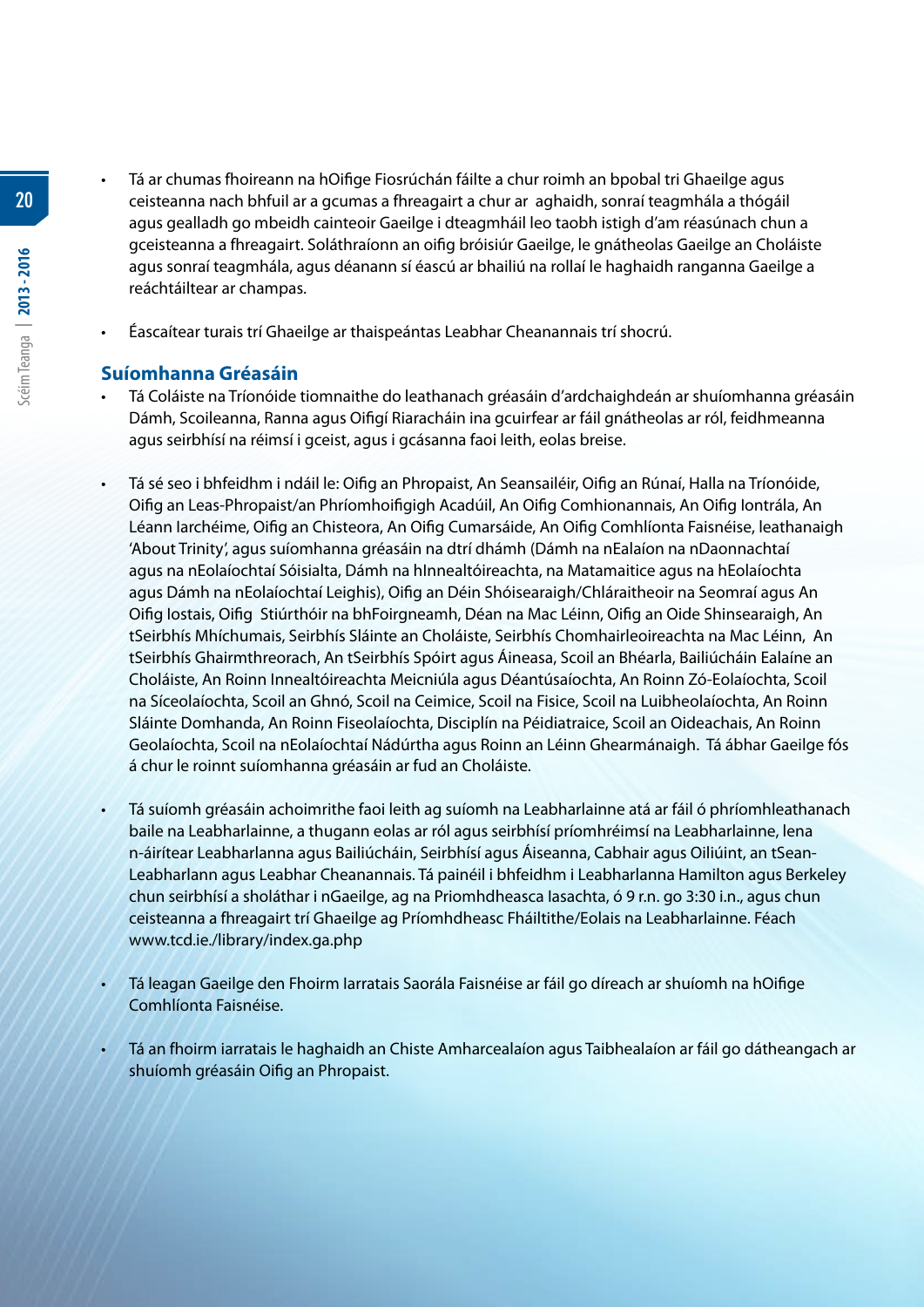- Tá ar chumas fhoireann na hOifige Fiosrúchán fáilte a chur roimh an bpobal tri Ghaeilge agus ceisteanna nach bhfuil ar a gcumas a fhreagairt a chur ar aghaidh, sonraí teagmhála a thógáil agus gealladh go mbeidh cainteoir Gaeilge i dteagmháil leo taobh istigh d'am réasúnach chun a gceisteanna a fhreagairt. Soláthraíonn an oifig bróisiúr Gaeilge, le gnátheolas Gaeilge an Choláiste agus sonraí teagmhála, agus déanann sí éascú ar bhailiú na rollaí le haghaidh ranganna Gaeilge a reáchtáiltear ar champas.

- Éascaítear turais trí Ghaeilge ar thaispeántas Leabhar Cheanannais trí shocrú.

## Suíomhanna Gréasáin

- Tá Coláiste na Tríonóide tiomnaithe do leathanach gréasáin d'ardchaighdeán ar shuíomhanna gréasáin Dámh, Scoileanna, Ranna agus Oifigí Riaracháin ina gcuirfear ar fáil gnátheolas ar ról, feidhmeanna agus seirbhísí na réimsí i gceist, agus i gcásanna faoi leith, eolas breise.

- Tá sé seo i bhfeidhm i ndáil le: Oifig an Phropaist, An Seansailéir, Oifig an Rúnaí, Halla na Tríonóide, Oifig an Leas-Phropaist/an Phríomhoifigigh Acadúil, An Oifig Comhionannais, An Oifig Iontrála, An Léann Iarchéime, Oifig an Chisteora, An Oifig Cumarsáide, An Oifig Comhlíonta Faisnéise, leathanaigh 'About Trinity', agus suíomhanna gréasáin na dtrí dhámh (Dámh na nEalaíon na nDaonnachtaí agus na nEolaíochtaí Sóisialta, Dámh na hInnealtóireachta, na Matamaitice agus na hEolaíochta agus Dámh na nEolaíochtaí Leighis), Oifig an Déin Shóisearaigh/Chláraitheoir na Seomraí agus An Oifig Iostais, Oifig Stiúrthóir na bhFoirgneamh, Déan na Mac Léinn, Oifig an Oide Shinsearaigh, An tSeirbhís Mhíchumais, Seirbhís Sláinte an Choláiste, Seirbhís Chomhairleoireachta na Mac Léinn, An tSeirbhís Ghairmthreorach, An tSeirbhís Spóirt agus Áineasa, Scoil an Bhéarla, Bailiúcháin Ealaíne an Choláiste, An Roinn Innealtóireachta Meicniúla agus Déantúsaíochta, An Roinn Zó-Eolaíochta, Scoil na Síceolaíochta, Scoil an Ghnó, Scoil na Ceimice, Scoil na Fisice, Scoil na Luibheolaíochta, An Roinn Sláinte Domhanda, An Roinn Fiseolaíochta, Disciplín na Péidiatraice, Scoil an Oideachais, An Roinn Geolaíochta, Scoil na nEolaíochtaí Nádúrtha agus Roinn an Léinn Ghearmánaigh. Tá ábhar Gaeilge fós á chur le roinnt suíomhanna gréasáin ar fud an Choláiste.

- Tá suíomh gréasáin achoimrithe faoi leith ag suíomh na Leabharlainne atá ar fáil ó phríomhleathanach baile na Leabharlainne, a thugann eolas ar ról agus seirbhísí príomhréimsí na Leabharlainne, lena n-áirítear Leabharlanna agus Bailiúcháin, Seirbhísí agus Áiseanna, Cabhair agus Oiliúint, an tSean-Leabharlann agus Leabhar Cheanannais. Tá painéil i bhfeidhm i Leabharlanna Hamilton agus Berkeley chun seirbhísí a sholáthar i nGaeilge, ag na Priomhdheasca Iasachta, ó 9 r.n. go 3:30 i.n., agus chun ceisteanna a fhreagairt trí Ghaeilge ag Príomhdheasc Fháiltithe/Eolais na Leabharlainne. Féach www.tcd.ie./library/index.ga.php

- Tá leagan Gaeilge den Fhoirm Iarratais Saorála Faisnéise ar fáil go díreach ar shuíomh na hOifige Comhlíonta Faisnéise.

- Tá an fhoirm iarratais le haghaidh an Chiste Amharcealaíon agus Taibhealaíon ar fáil go dátheangach ar shuíomh gréasáin Oifig an Phropaist.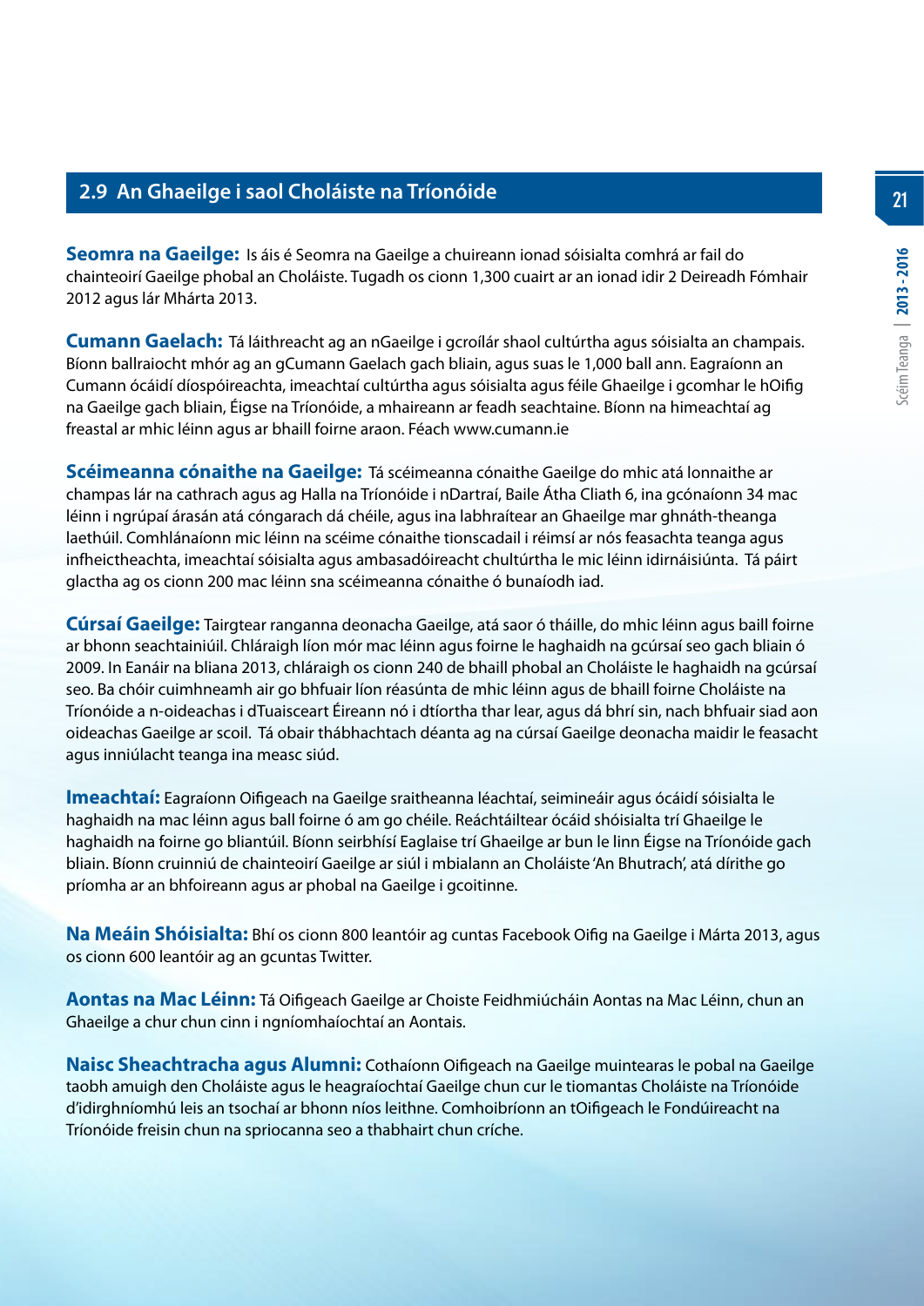## 2.9 An Ghaeilge i saol Choláiste na Tríonóide

**Seomra na Gaeilge:** Is áis é Seomra na Gaeilge a chuireann ionad sóisialta comhrá ar fail do chainteoirí Gaeilge phobal an Choláiste. Tugadh os cionn 1,300 cuairt ar an ionad idir 2 Deireadh Fómhair 2012 agus lár Mhárta 2013.

**Cumann Gaelach:** Tá láithreacht ag an nGaeilge i gcroílár shaol cultúrtha agus sóisialta an champais. Bíonn ballraiocht mhór ag an gCumann Gaelach gach bliain, agus suas le 1,000 ball ann. Eagraíonn an Cumann ócáidí díospóireachta, imeachtaí cultúrtha agus sóisialta agus féile Ghaeilge i gcomhar le hOifig na Gaeilge gach bliain, Éigse na Tríonóide, a mhaireann ar feadh seachtaine. Bíonn na himeachtaí ag freastal ar mhic léinn agus ar bhaill foirne araon. Féach www.cumann.ie

**Scéimeanna cónaithe na Gaeilge:** Tá scéimeanna cónaithe Gaeilge do mhic atá lonnaithe ar champas lár na cathrach agus ag Halla na Tríonóide i nDartraí, Baile Átha Cliath 6, ina gcónaíonn 34 mac léinn i ngrúpaí árasán atá cóngarach dá chéile, agus ina labhraítear an Ghaeilge mar ghnáth-theanga laethúil. Comhlánaíonn mic léinn na scéime cónaithe tionscadail i réimsí ar nós feasachta teanga agus infheictheachta, imeachtaí sóisialta agus ambasadóireacht chultúrtha le mic léinn idirnáisiúnta. Tá páirt glactha ag os cionn 200 mac léinn sna scéimeanna cónaithe ó bunaíodh iad.

**Cúrsaí Gaeilge:** Tairgtear ranganna deonacha Gaeilge, atá saor ó tháille, do mhic léinn agus baill foirne ar bhonn seachtainiúil. Chláraigh líon mór mac léinn agus foirne le haghaidh na gcúrsaí seo gach bliain ó 2009. In Eanáir na bliana 2013, chláraigh os cionn 240 de bhaill phobal an Choláiste le haghaidh na gcúrsaí seo. Ba chóir cuimhneamh air go bhfuair líon réasúnta de mhic léinn agus de bhaill foirne Choláiste na Tríonóide a n-oideachas i dTuaisceart Éireann nó i dtíortha thar lear, agus dá bhrí sin, nach bhfuair siad aon oideachas Gaeilge ar scoil. Tá obair thábhachtach déanta ag na cúrsaí Gaeilge deonacha maidir le feasacht agus inniúlacht teanga ina measc siúd.

**Imeachtaí:** Eagraíonn Oifigeach na Gaeilge sraitheanna léachtaí, seimineáir agus ócáidí sóisialta le haghaidh na mac léinn agus ball foirne ó am go chéile. Reáchtáiltear ócáid shóisialta trí Ghaeilge le haghaidh na foirne go bliantúil. Bíonn seirbhísí Eaglaise trí Ghaeilge ar bun le linn Éigse na Tríonóide gach bliain. Bíonn cruinniú de chainteoirí Gaeilge ar siúl i mbialann an Choláiste 'An Bhutrach', atá dírithe go príomha ar an bhfoireann agus ar phobal na Gaeilge i gcoitinne.

**Na Meáin Shóisialta:** Bhí os cionn 800 leantóir ag cuntas Facebook Oifig na Gaeilge i Márta 2013, agus os cionn 600 leantóir ag an gcuntas Twitter.

**Aontas na Mac Léinn:** Tá Oifigeach Gaeilge ar Choiste Feidhmiúcháin Aontas na Mac Léinn, chun an Ghaeilge a chur chun cinn i ngníomhaíochtaí an Aontais.

**Naisc Sheachtracha agus Alumni:** Cothaíonn Oifigeach na Gaeilge muintearas le pobal na Gaeilge taobh amuigh den Choláiste agus le heagraíochtaí Gaeilge chun cur le tiomantas Choláiste na Tríonóide d'idirghníomhú leis an tsochaí ar bhonn níos leithne. Comhoibríonn an tOifigeach le Fondúireacht na Tríonóide freisin chun na spriocanna seo a thabhairt chun críche.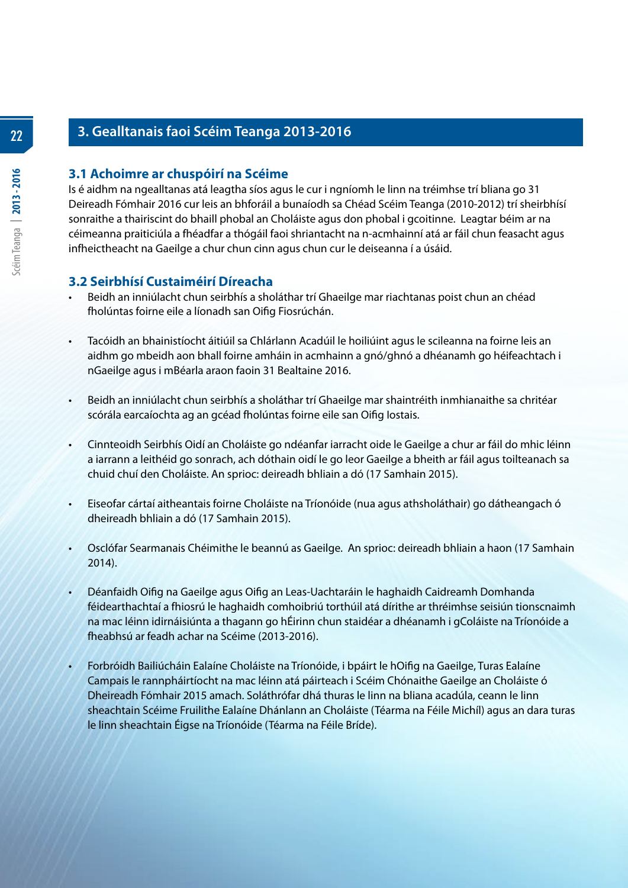## 3. Gealltanais faoi Scéim Teanga 2013-2016

### 3.1 Achoimre ar chuspóirí na Scéime

Is é aidhm na ngealltanas atá leagtha síos agus le cur i ngníomh le linn na tréimhse trí bliana go 31 Deireadh Fómhair 2016 cur leis an bhforáil a bunaíodh sa Chéad Scéim Teanga (2010-2012) trí sheirbhísí sonraithe a thairiscint do bhaill phobal an Choláiste agus don phobal i gcoitinne. Leagtar béim ar na céimeanna praiticiúla a fhéadfar a thógáil faoi shriantacht na n-acmhainní atá ar fáil chun feasacht agus infheictheacht na Gaeilge a chur chun cinn agus chun cur le deiseanna í a úsáid.

### 3.2 Seirbhísí Custaiméirí Díreacha

- Beidh an inniúlacht chun seirbhís a sholáthar trí Ghaeilge mar riachtanas poist chun an chéad fholúntas foirne eile a líonadh san Oifig Fiosrúchán.
- Tacóidh an bhainistíocht áitiúil sa Chlárlann Acadúil le hoiliúint agus le scileanna na foirne leis an aidhm go mbeidh aon bhall foirne amháin in acmhainn a gnó/ghnó a dhéanamh go héifeachtach i nGaeilge agus i mBéarla araon faoin 31 Bealtaine 2016.
- Beidh an inniúlacht chun seirbhís a sholáthar trí Ghaeilge mar shaintréith inmhianaithe sa chritéar scórála earcaíochta ag an gcéad fholúntas foirne eile san Oifig Iostais.
- Cinnteoidh Seirbhís Oidí an Choláiste go ndéanfar iarracht oide le Gaeilge a chur ar fáil do mhic léinn a iarrann a leithéid go sonrach, ach dóthain oidí le go leor Gaeilge a bheith ar fáil agus toilteanach sa chuid chuí den Choláiste. An sprioc: deireadh bhliain a dó (17 Samhain 2015).
- Eiseofar cártaí aitheantais foirne Choláiste na Tríonóide (nua agus athsholáthair) go dátheangach ó dheireadh bhliain a dó (17 Samhain 2015).
- Osclófar Searmanais Chéimithe le beannú as Gaeilge. An sprioc: deireadh bhliain a haon (17 Samhain 2014).
- Déanfaidh Oifig na Gaeilge agus Oifig an Leas-Uachtaráin le haghaidh Caidreamh Domhanda féidearthachtaí a fhiosrú le haghaidh comhoibriú torthúil atá dírithe ar thréimhse seisiún tionscnaimh na mac léinn idirnáisiúnta a thagann go hÉirinn chun staidéar a dhéanamh i gColáiste na Tríonóide a fheabhsú ar feadh achar na Scéime (2013-2016).
- Forbróidh Bailiúcháin Ealaíne Choláiste na Tríonóide, i bpáirt le hOifig na Gaeilge, Turas Ealaíne Campais le rannpháirtíocht na mac léinn atá páirteach i Scéim Chónaithe Gaeilge an Choláiste ó Dheireadh Fómhair 2015 amach. Soláthrófar dhá thuras le linn na bliana acadúla, ceann le linn sheachtain Scéime Fruilithe Ealaíne Dhánlann an Choláiste (Téarma na Féile Michíl) agus an dara turas le linn sheachtain Éigse na Tríonóide (Téarma na Féile Bríde).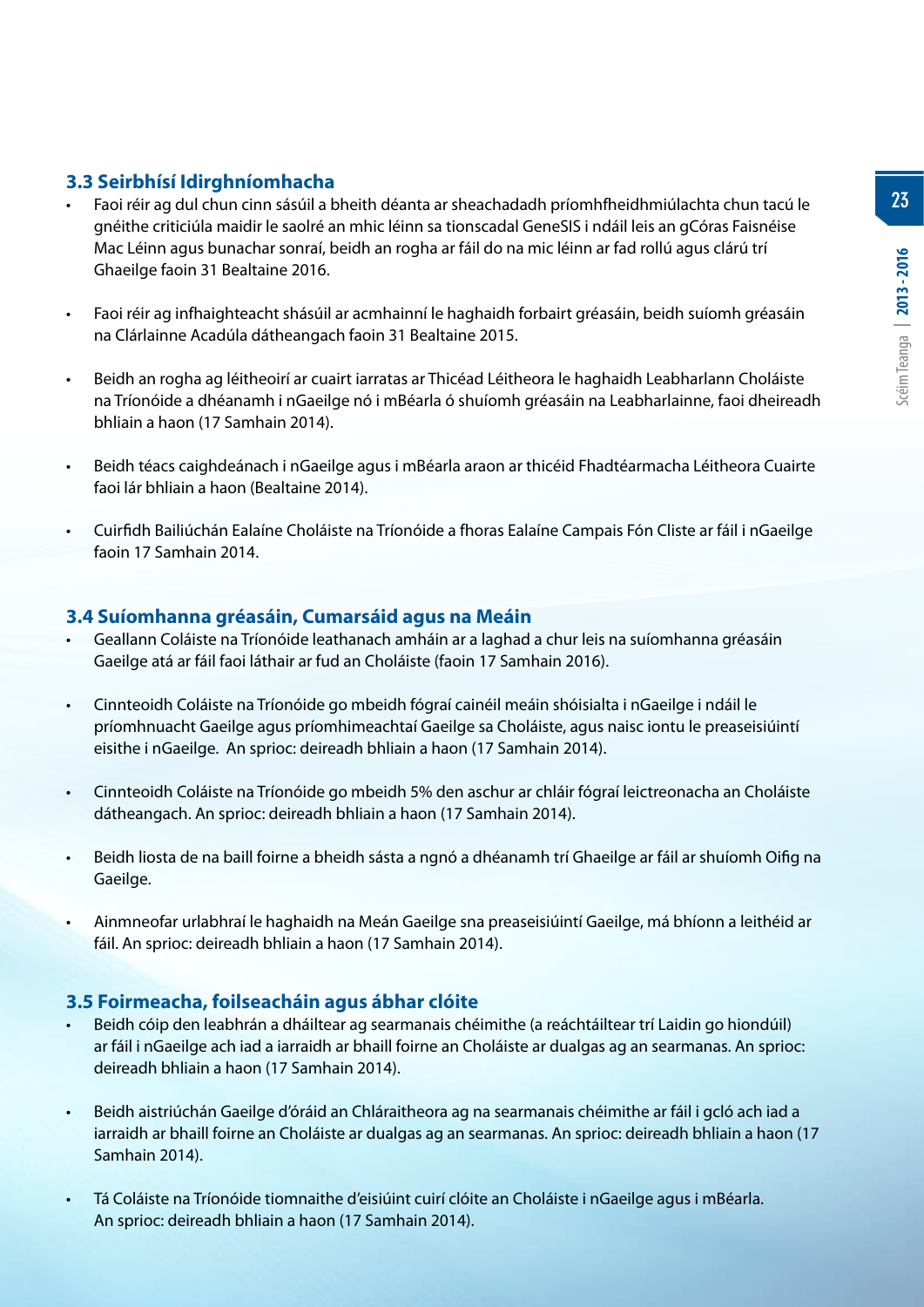### 3.3 Seirbhísí Idirghníomhacha

- Faoi réir ag dul chun cinn sásúil a bheith déanta ar sheachadadh príomhfheidhmiúlachta chun tacú le gnéithe criticiúla maidir le saolré an mhic léinn sa tionscadal GeneSIS i ndáil leis an gCóras Faisnéise Mac Léinn agus bunachar sonraí, beidh an rogha ar fáil do na mic léinn ar fad rollú agus clárú trí Ghaeilge faoin 31 Bealtaine 2016.

- Faoi réir ag infhaighteacht shásúil ar acmhainní le haghaidh forbairt gréasáin, beidh suíomh gréasáin na Clárlainne Acadúla dátheangach faoin 31 Bealtaine 2015.

- Beidh an rogha ag léitheoirí ar cuairt iarratas ar Thicéad Léitheora le haghaidh Leabharlann Choláiste na Tríonóide a dhéanamh i nGaeilge nó i mBéarla ó shuíomh gréasáin na Leabharlainne, faoi dheireadh bhliain a haon (17 Samhain 2014).

- Beidh téacs caighdeánach i nGaeilge agus i mBéarla araon ar thicéid Fhadtéarmacha Léitheora Cuairte faoi lár bhliain a haon (Bealtaine 2014).

- Cuirfidh Bailiúchán Ealaíne Choláiste na Tríonóide a fhoras Ealaíne Campais Fón Cliste ar fáil i nGaeilge faoin 17 Samhain 2014.

### 3.4 Suíomhanna gréasáin, Cumarsáid agus na Meáin

- Geallann Coláiste na Tríonóide leathanach amháin ar a laghad a chur leis na suíomhanna gréasáin Gaeilge atá ar fáil faoi láthair ar fud an Choláiste (faoin 17 Samhain 2016).

- Cinnteoidh Coláiste na Tríonóide go mbeidh fógraí cainéil meáin shóisialta i nGaeilge i ndáil le príomhnuacht Gaeilge agus príomhimeachtaí Gaeilge sa Choláiste, agus naisc iontu le preaseisiúintí eisithe i nGaeilge. An sprioc: deireadh bhliain a haon (17 Samhain 2014).

- Cinnteoidh Coláiste na Tríonóide go mbeidh 5% den aschur ar chláir fógraí leictreonacha an Choláiste dátheangach. An sprioc: deireadh bhliain a haon (17 Samhain 2014).

- Beidh liosta de na baill foirne a bheidh sásta a ngnó a dhéanamh trí Ghaeilge ar fáil ar shuíomh Oifig na Gaeilge.

- Ainmneofar urlabhraí le haghaidh na Meán Gaeilge sna preaseisiúintí Gaeilge, má bhíonn a leithéid ar fáil. An sprioc: deireadh bhliain a haon (17 Samhain 2014).

### 3.5 Foirmeacha, foilseacháin agus ábhar clóite

- Beidh cóip den leabhrán a dháiltear ag searmanais chéimithe (a reáchtáiltear trí Laidin go hiondúil) ar fáil i nGaeilge ach iad a iarraidh ar bhaill foirne an Choláiste ar dualgas ag an searmanas. An sprioc: deireadh bhliain a haon (17 Samhain 2014).

- Beidh aistriúchán Gaeilge d'óráid an Chláraitheora ag na searmanais chéimithe ar fáil i gcló ach iad a iarraidh ar bhaill foirne an Choláiste ar dualgas ag an searmanas. An sprioc: deireadh bhliain a haon (17 Samhain 2014).

- Tá Coláiste na Tríonóide tiomnaithe d'eisiúint cuirí clóite an Choláiste i nGaeilge agus i mBéarla. An sprioc: deireadh bhliain a haon (17 Samhain 2014).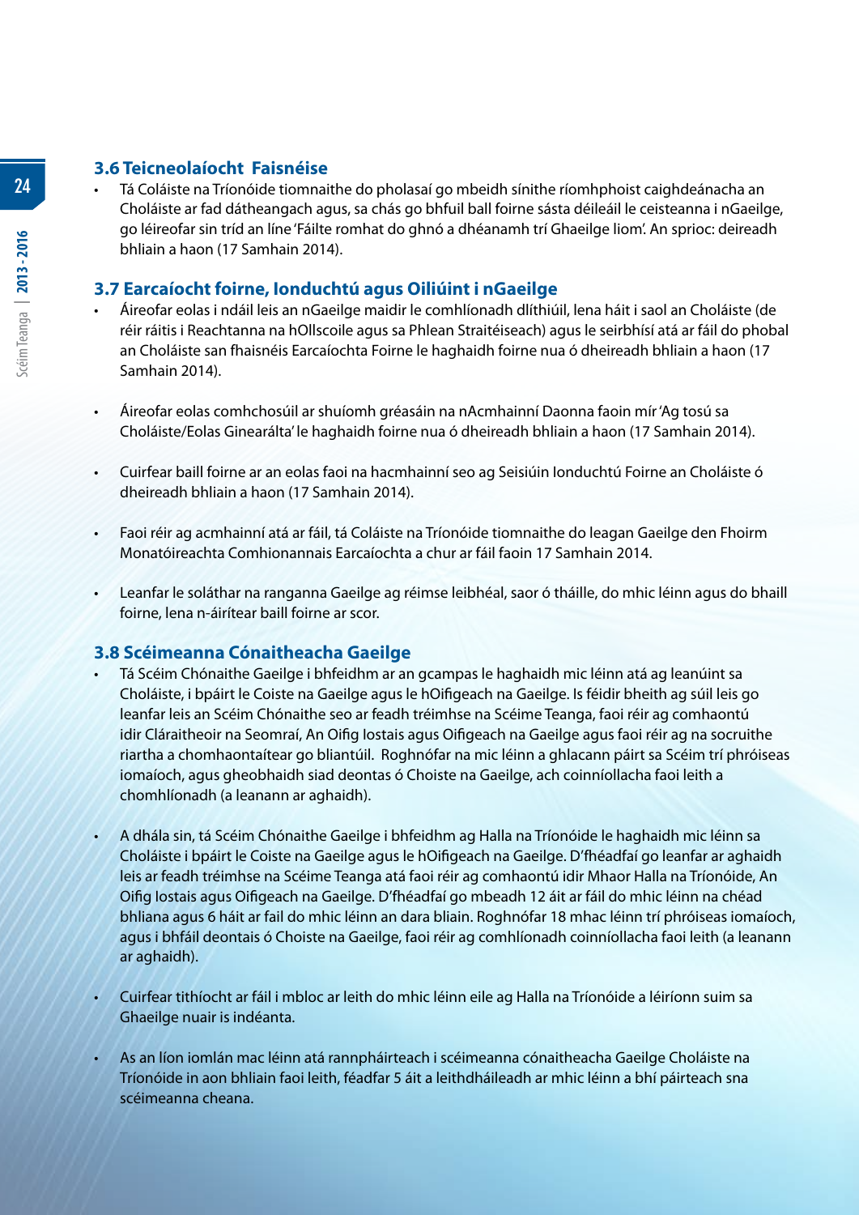### 3.6 Teicneolaíocht Faisnéise

- Tá Coláiste na Tríonóide tiomnaithe do pholasaí go mbeidh sínithe ríomhphoist caighdeánacha an Choláiste ar fad dátheangach agus, sa chás go bhfuil ball foirne sásta déileáil le ceisteanna i nGaeilge, go léireofar sin tríd an líne 'Fáilte romhat do ghnó a dhéanamh trí Ghaeilge liom'. An sprioc: deireadh bhliain a haon (17 Samhain 2014).

### 3.7 Earcaíocht foirne, Ionduchtú agus Oiliúint i nGaeilge

- Áireofar eolas i ndáil leis an nGaeilge maidir le comhlíonadh dlíthiúil, lena háit i saol an Choláiste (de réir ráitis i Reachtanna na hOllscoile agus sa Phlean Straitéiseach) agus le seirbhísí atá ar fáil do phobal an Choláiste san fhaisnéis Earcaíochta Foirne le haghaidh foirne nua ó dheireadh bhliain a haon (17 Samhain 2014).

- Áireofar eolas comhchosúil ar shuíomh gréasáin na nAcmhainní Daonna faoin mír 'Ag tosú sa Choláiste/Eolas Ginearálta' le haghaidh foirne nua ó dheireadh bhliain a haon (17 Samhain 2014).

- Cuirfear baill foirne ar an eolas faoi na hacmhainní seo ag Seisiúin Ionduchtú Foirne an Choláiste ó dheireadh bhliain a haon (17 Samhain 2014).

- Faoi réir ag acmhainní atá ar fáil, tá Coláiste na Tríonóide tiomnaithe do leagan Gaeilge den Fhoirm Monatóireachta Comhionannais Earcaíochta a chur ar fáil faoin 17 Samhain 2014.

- Leanfar le soláthar na ranganna Gaeilge ag réimse leibhéal, saor ó tháille, do mhic léinn agus do bhaill foirne, lena n-áirítear baill foirne ar scor.

### 3.8 Scéimeanna Cónaitheacha Gaeilge

- Tá Scéim Chónaithe Gaeilge i bhfeidhm ar an gcampas le haghaidh mic léinn atá ag leanúint sa Choláiste, i bpáirt le Coiste na Gaeilge agus le hOifigeach na Gaeilge. Is féidir bheith ag súil leis go leanfar leis an Scéim Chónaithe seo ar feadh tréimhse na Scéime Teanga, faoi réir ag comhaontú idir Cláraitheoir na Seomraí, An Oifig Iostais agus Oifigeach na Gaeilge agus faoi réir ag na socruithe riartha a chomhaontaítear go bliantúil. Roghnófar na mic léinn a ghlacann páirt sa Scéim trí phróiseas iomaíoch, agus gheobhaidh siad deontas ó Choiste na Gaeilge, ach coinníollacha faoi leith a chomhlíonadh (a leanann ar aghaidh).

- A dhála sin, tá Scéim Chónaithe Gaeilge i bhfeidhm ag Halla na Tríonóide le haghaidh mic léinn sa Choláiste i bpáirt le Coiste na Gaeilge agus le hOifigeach na Gaeilge. D'fhéadfaí go leanfar ar aghaidh leis ar feadh tréimhse na Scéime Teanga atá faoi réir ag comhaontú idir Mhaor Halla na Tríonóide, An Oifig Iostais agus Oifigeach na Gaeilge. D'fhéadfaí go mbeadh 12 áit ar fáil do mhic léinn na chéad bhliana agus 6 háit ar fail do mhic léinn an dara bliain. Roghnófar 18 mhac léinn trí phróiseas iomaíoch, agus i bhfáil deontais ó Choiste na Gaeilge, faoi réir ag comhlíonadh coinníollacha faoi leith (a leanann ar aghaidh).

- Cuirfear tithíocht ar fáil i mbloc ar leith do mhic léinn eile ag Halla na Tríonóide a léiríonn suim sa Ghaeilge nuair is indéanta.

- As an líon iomlán mac léinn atá rannpháirteach i scéimeanna cónaitheacha Gaeilge Choláiste na Tríonóide in aon bhliain faoi leith, féadfar 5 áit a leithdháileadh ar mhic léinn a bhí páirteach sna scéimeanna cheana.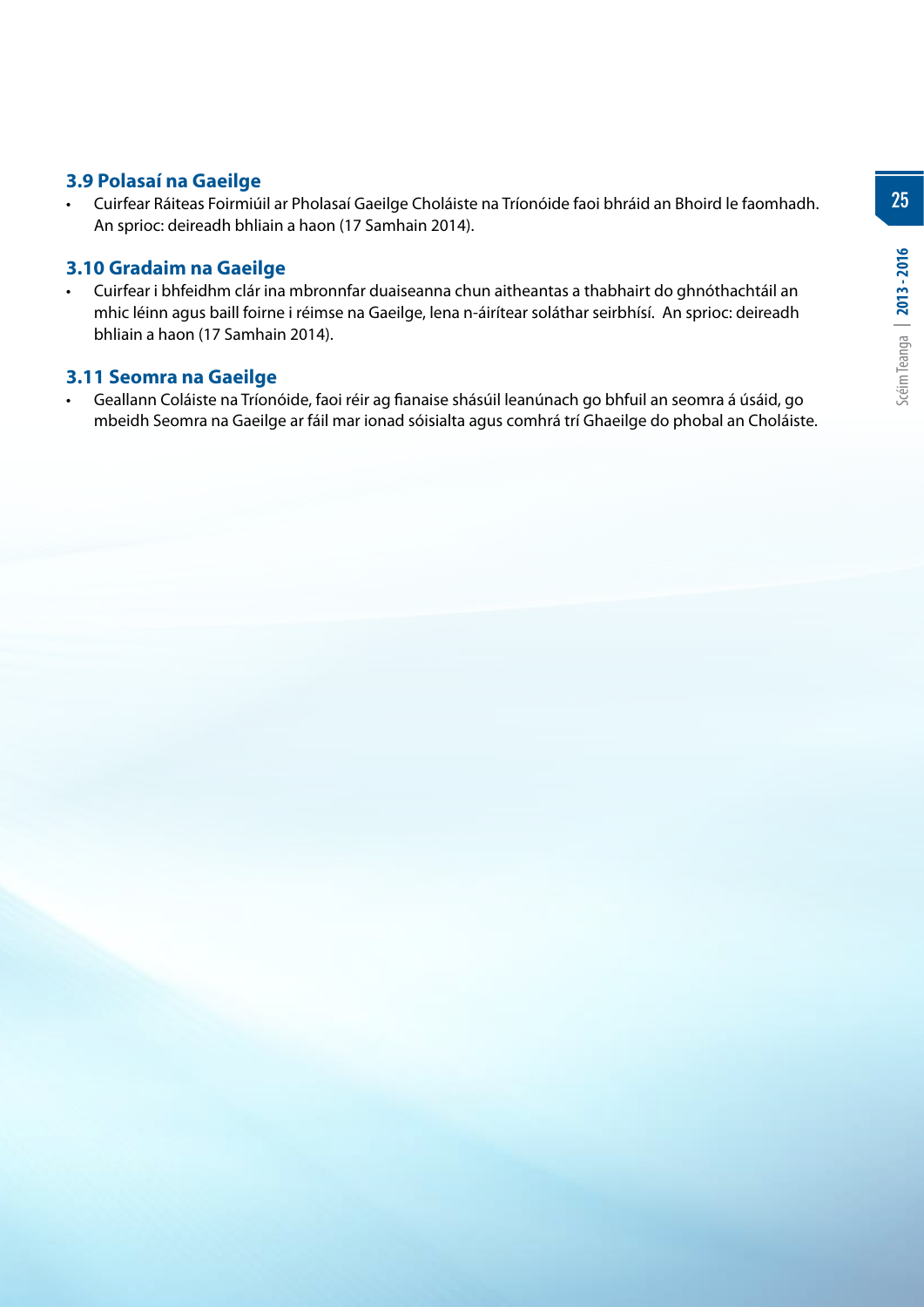### 3.9 Polasaí na Gaeilge

- Cuirfear Ráiteas Foirmiúil ar Pholasaí Gaeilge Choláiste na Tríonóide faoi bhráid an Bhoird le faomhadh. An sprioc: deireadh bhliain a haon (17 Samhain 2014).

### 3.10 Gradaim na Gaeilge

- Cuirfear i bhfeidhm clár ina mbronnfar duaiseanna chun aitheantas a thabhairt do ghnóthachtáil an mhic léinn agus baill foirne i réimse na Gaeilge, lena n-áirítear soláthar seirbhísí. An sprioc: deireadh bhliain a haon (17 Samhain 2014).

### 3.11 Seomra na Gaeilge

- Geallann Coláiste na Tríonóide, faoi réir ag fianaise shásúil leanúnach go bhfuil an seomra á úsáid, go mbeidh Seomra na Gaeilge ar fáil mar ionad sóisialta agus comhrá trí Ghaeilge do phobal an Choláiste.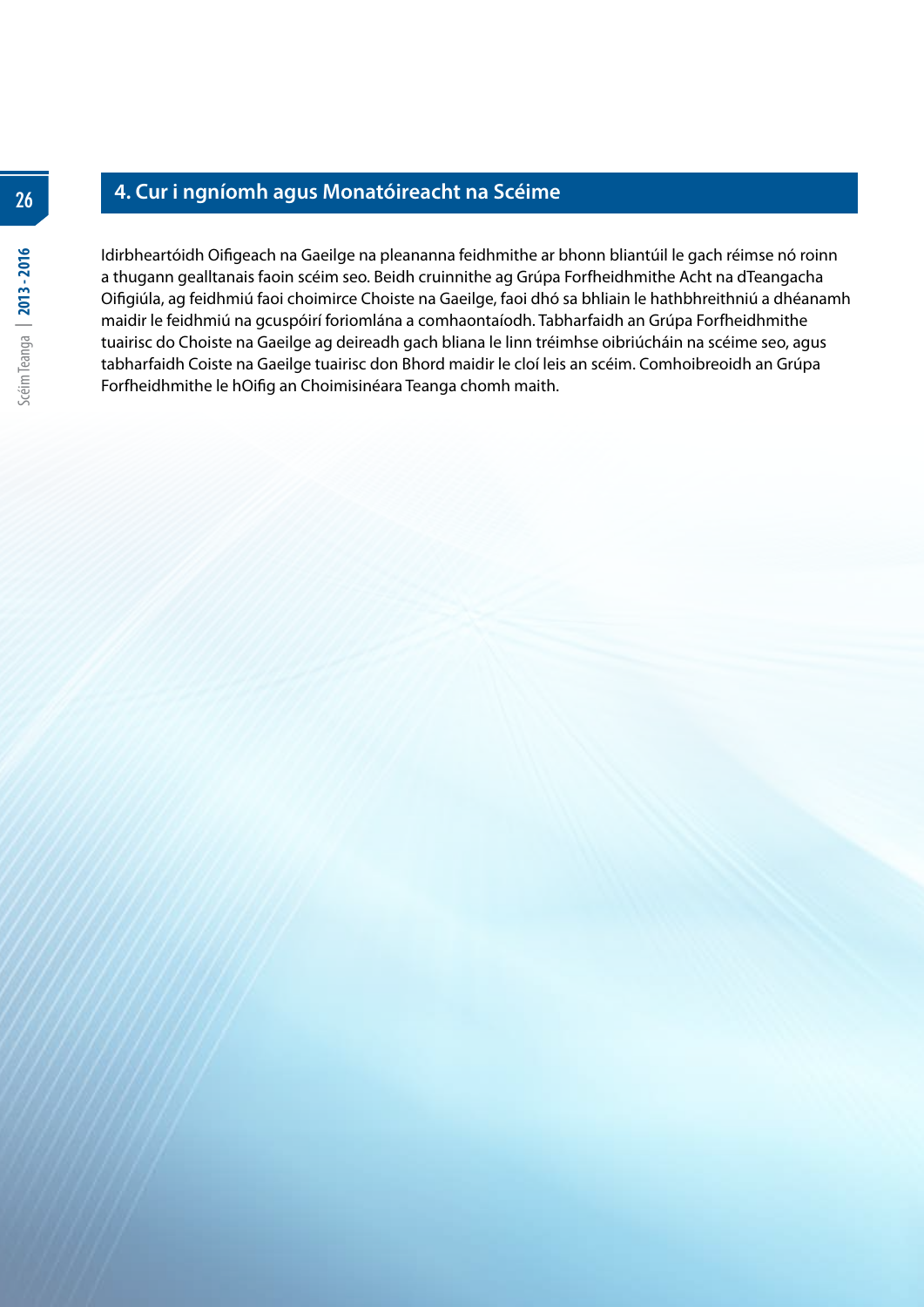## 4. Cur i ngníomh agus Monatóireacht na Scéime

Idirbheartóidh Oifigeach na Gaeilge na pleananna feidhmithe ar bhonn bliantúil le gach réimse nó roinn a thugann gealltanais faoin scéim seo. Beidh cruinnithe ag Grúpa Forfheidhmithe Acht na dTeangacha Oifigiúla, ag feidhmiú faoi choimirce Choiste na Gaeilge, faoi dhó sa bhliain le hathbhreithniú a dhéanamh maidir le feidhmiú na gcuspóirí foriomlána a comhaontaíodh. Tabharfaidh an Grúpa Forfheidhmithe tuairisc do Choiste na Gaeilge ag deireadh gach bliana le linn tréimhse oibriúcháin na scéime seo, agus tabharfaidh Coiste na Gaeilge tuairisc don Bhord maidir le cloí leis an scéim. Comhoibreoidh an Grúpa Forfheidhmithe le hOifig an Choimisinéara Teanga chomh maith.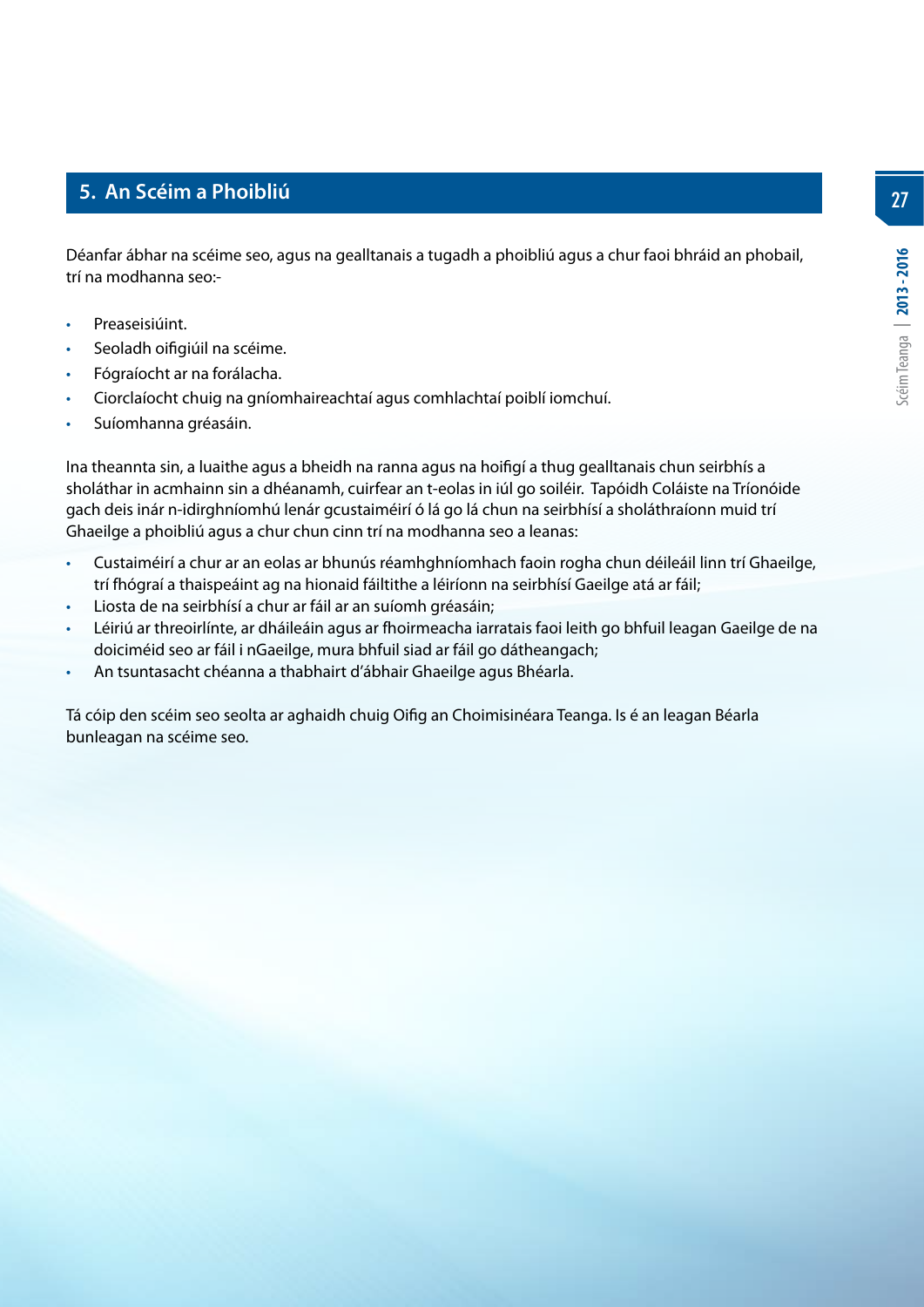## 5. An Scéim a Phoibliú

Déanfar ábhar na scéime seo, agus na gealltanais a tugadh a phoibliú agus a chur faoi bhráid an phobail, trí na modhanna seo:-

- Preaseisiúint.
- Seoladh oifigiúil na scéime.
- Fógraíocht ar na forálacha.
- Ciorclaíocht chuig na gníomhaireachtaí agus comhlachtaí poiblí iomchuí.
- Suíomhanna gréasáin.

Ina theannta sin, a luaithe agus a bheidh na ranna agus na hoifigí a thug gealltanais chun seirbhís a sholáthar in acmhainn sin a dhéanamh, cuirfear an t-eolas in iúl go soiléir. Tapóidh Coláiste na Tríonóide gach deis inár n-idirghníomhú lenár gcustaiméirí ó lá go lá chun na seirbhísí a sholáthraíonn muid trí Ghaeilge a phoibliú agus a chur chun cinn trí na modhanna seo a leanas:

- Custaiméirí a chur ar an eolas ar bhunús réamhghníomhach faoin rogha chun déileáil linn trí Ghaeilge, trí fhógraí a thaispeáint ag na hionaid fáiltithe a léiríonn na seirbhísí Gaeilge atá ar fáil;
- Liosta de na seirbhísí a chur ar fáil ar an suíomh gréasáin;
- Léiriú ar threoirlínte, ar dháileáin agus ar fhoirmeacha iarratais faoi leith go bhfuil leagan Gaeilge de na doiciméid seo ar fáil i nGaeilge, mura bhfuil siad ar fáil go dátheangach;
- An tsuntasacht chéanna a thabhairt d'ábhair Ghaeilge agus Bhéarla.

Tá cóip den scéim seo seolta ar aghaidh chuig Oifig an Choimisinéara Teanga. Is é an leagan Béarla bunleagan na scéime seo.